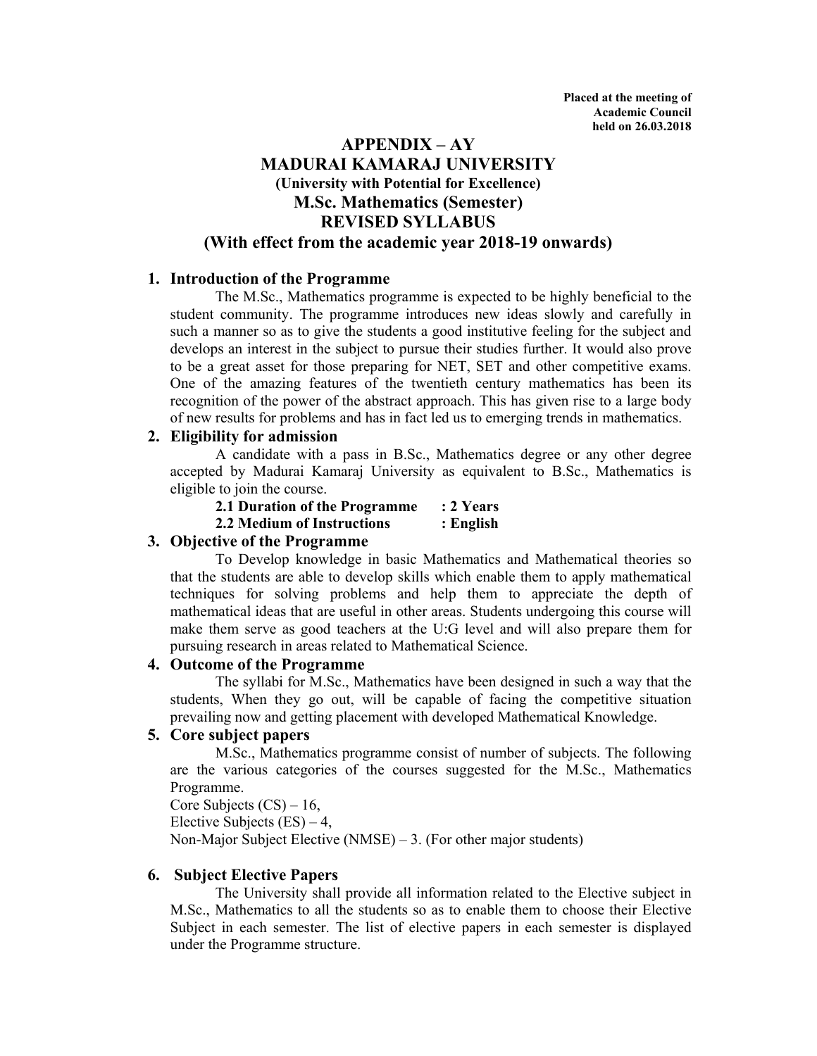**Placed at the meeting of**
**Academic Council**
**held on 26.03.2018**

# APPENDIX – AY
# MADURAI KAMARAJ UNIVERSITY
### (University with Potential for Excellence)
## M.Sc. Mathematics (Semester)
## REVISED SYLLABUS
## (With effect from the academic year 2018-19 onwards)

### 1. Introduction of the Programme

The M.Sc., Mathematics programme is expected to be highly beneficial to the student community. The programme introduces new ideas slowly and carefully in such a manner so as to give the students a good institutive feeling for the subject and develops an interest in the subject to pursue their studies further. It would also prove to be a great asset for those preparing for NET, SET and other competitive exams. One of the amazing features of the twentieth century mathematics has been its recognition of the power of the abstract approach. This has given rise to a large body of new results for problems and has in fact led us to emerging trends in mathematics.

### 2. Eligibility for admission

A candidate with a pass in B.Sc., Mathematics degree or any other degree accepted by Madurai Kamaraj University as equivalent to B.Sc., Mathematics is eligible to join the course.

**2.1 Duration of the Programme : 2 Years**

**2.2 Medium of Instructions : English**

### 3. Objective of the Programme

To Develop knowledge in basic Mathematics and Mathematical theories so that the students are able to develop skills which enable them to apply mathematical techniques for solving problems and help them to appreciate the depth of mathematical ideas that are useful in other areas. Students undergoing this course will make them serve as good teachers at the U:G level and will also prepare them for pursuing research in areas related to Mathematical Science.

### 4. Outcome of the Programme

The syllabi for M.Sc., Mathematics have been designed in such a way that the students, When they go out, will be capable of facing the competitive situation prevailing now and getting placement with developed Mathematical Knowledge.

### 5. Core subject papers

M.Sc., Mathematics programme consist of number of subjects. The following are the various categories of the courses suggested for the M.Sc., Mathematics Programme.

Core Subjects (CS) – 16,

Elective Subjects (ES) – 4,

Non-Major Subject Elective (NMSE) – 3. (For other major students)

### 6. Subject Elective Papers

The University shall provide all information related to the Elective subject in M.Sc., Mathematics to all the students so as to enable them to choose their Elective Subject in each semester. The list of elective papers in each semester is displayed under the Programme structure.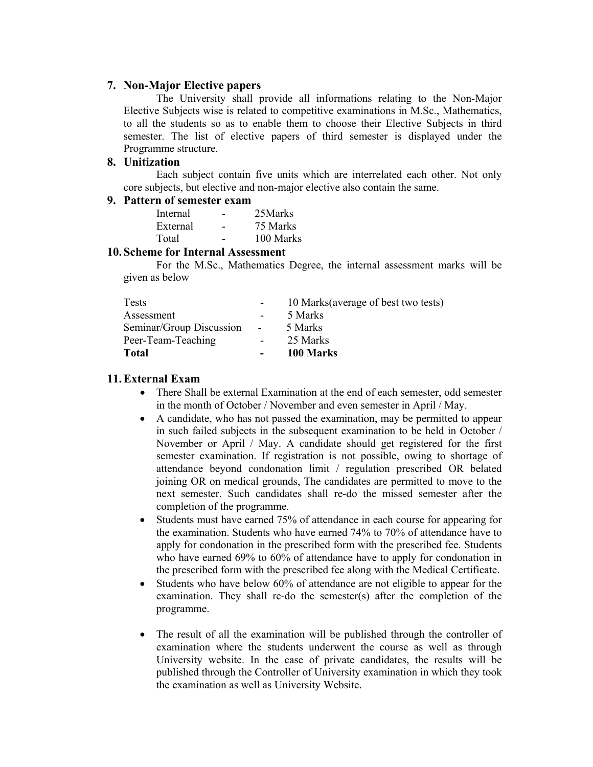## 7. Non-Major Elective papers

The University shall provide all informations relating to the Non-Major Elective Subjects wise is related to competitive examinations in M.Sc., Mathematics, to all the students so as to enable them to choose their Elective Subjects in third semester. The list of elective papers of third semester is displayed under the Programme structure.

## 8. Unitization

Each subject contain five units which are interrelated each other. Not only core subjects, but elective and non-major elective also contain the same.

## 9. Pattern of semester exam

| | | |
|---|---|---|
| Internal | - | 25Marks |
| External | - | 75 Marks |
| Total | - | 100 Marks |

## 10. Scheme for Internal Assessment

For the M.Sc., Mathematics Degree, the internal assessment marks will be given as below

| | | |
|---|---|---|
| Tests | - | 10 Marks(average of best two tests) |
| Assessment | - | 5 Marks |
| Seminar/Group Discussion | - | 5 Marks |
| Peer-Team-Teaching | - | 25 Marks |
| **Total** | **-** | **100 Marks** |

## 11. External Exam

- There Shall be external Examination at the end of each semester, odd semester in the month of October / November and even semester in April / May.
- A candidate, who has not passed the examination, may be permitted to appear in such failed subjects in the subsequent examination to be held in October / November or April / May. A candidate should get registered for the first semester examination. If registration is not possible, owing to shortage of attendance beyond condonation limit / regulation prescribed OR belated joining OR on medical grounds, The candidates are permitted to move to the next semester. Such candidates shall re-do the missed semester after the completion of the programme.
- Students must have earned 75% of attendance in each course for appearing for the examination. Students who have earned 74% to 70% of attendance have to apply for condonation in the prescribed form with the prescribed fee. Students who have earned 69% to 60% of attendance have to apply for condonation in the prescribed form with the prescribed fee along with the Medical Certificate.
- Students who have below 60% of attendance are not eligible to appear for the examination. They shall re-do the semester(s) after the completion of the programme.
- The result of all the examination will be published through the controller of examination where the students underwent the course as well as through University website. In the case of private candidates, the results will be published through the Controller of University examination in which they took the examination as well as University Website.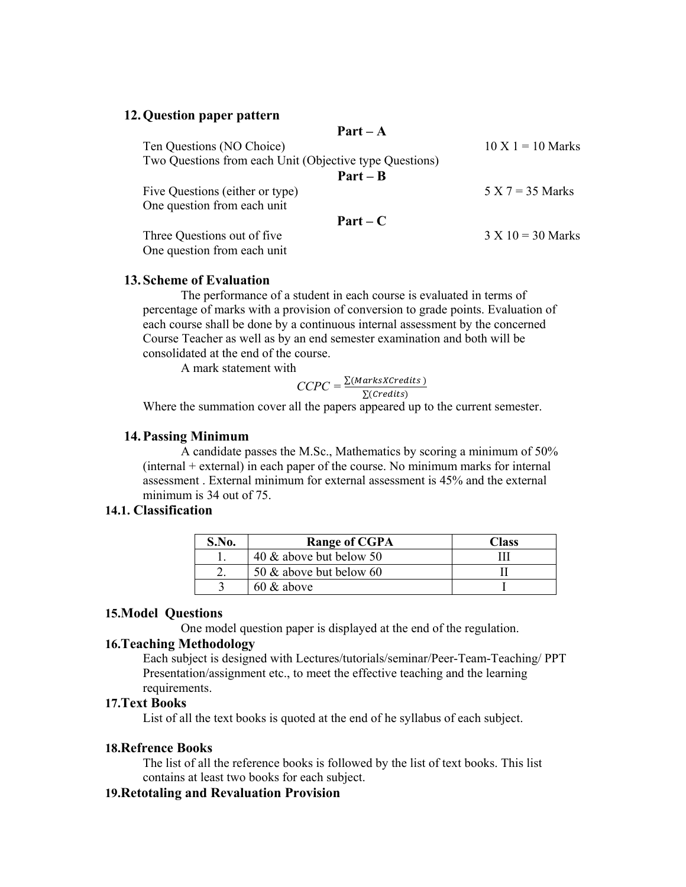## 12. Question paper pattern

**Part – A**

Ten Questions (NO Choice) 10 X 1 = 10 Marks
Two Questions from each Unit (Objective type Questions)

**Part – B**

Five Questions (either or type) 5 X 7 = 35 Marks
One question from each unit

**Part – C**

Three Questions out of five 3 X 10 = 30 Marks
One question from each unit

## 13. Scheme of Evaluation

The performance of a student in each course is evaluated in terms of percentage of marks with a provision of conversion to grade points. Evaluation of each course shall be done by a continuous internal assessment by the concerned Course Teacher as well as by an end semester examination and both will be consolidated at the end of the course.

A mark statement with

$$CCPC = \frac{\sum(Marks X Credits)}{\sum(Credits)}$$

Where the summation cover all the papers appeared up to the current semester.

## 14. Passing Minimum

A candidate passes the M.Sc., Mathematics by scoring a minimum of 50% (internal + external) in each paper of the course. No minimum marks for internal assessment . External minimum for external assessment is 45% and the external minimum is 34 out of 75.

### 14.1. Classification

| S.No. | Range of CGPA | Class |
|---|---|---|
| 1. | 40 & above but below 50 | III |
| 2. | 50 & above but below 60 | II |
| 3 | 60 & above | I |

## 15.Model Questions

One model question paper is displayed at the end of the regulation.

## 16.Teaching Methodology

Each subject is designed with Lectures/tutorials/seminar/Peer-Team-Teaching/ PPT Presentation/assignment etc., to meet the effective teaching and the learning requirements.

## 17.Text Books

List of all the text books is quoted at the end of he syllabus of each subject.

## 18.Refrence Books

The list of all the reference books is followed by the list of text books. This list contains at least two books for each subject.

## 19.Retotaling and Revaluation Provision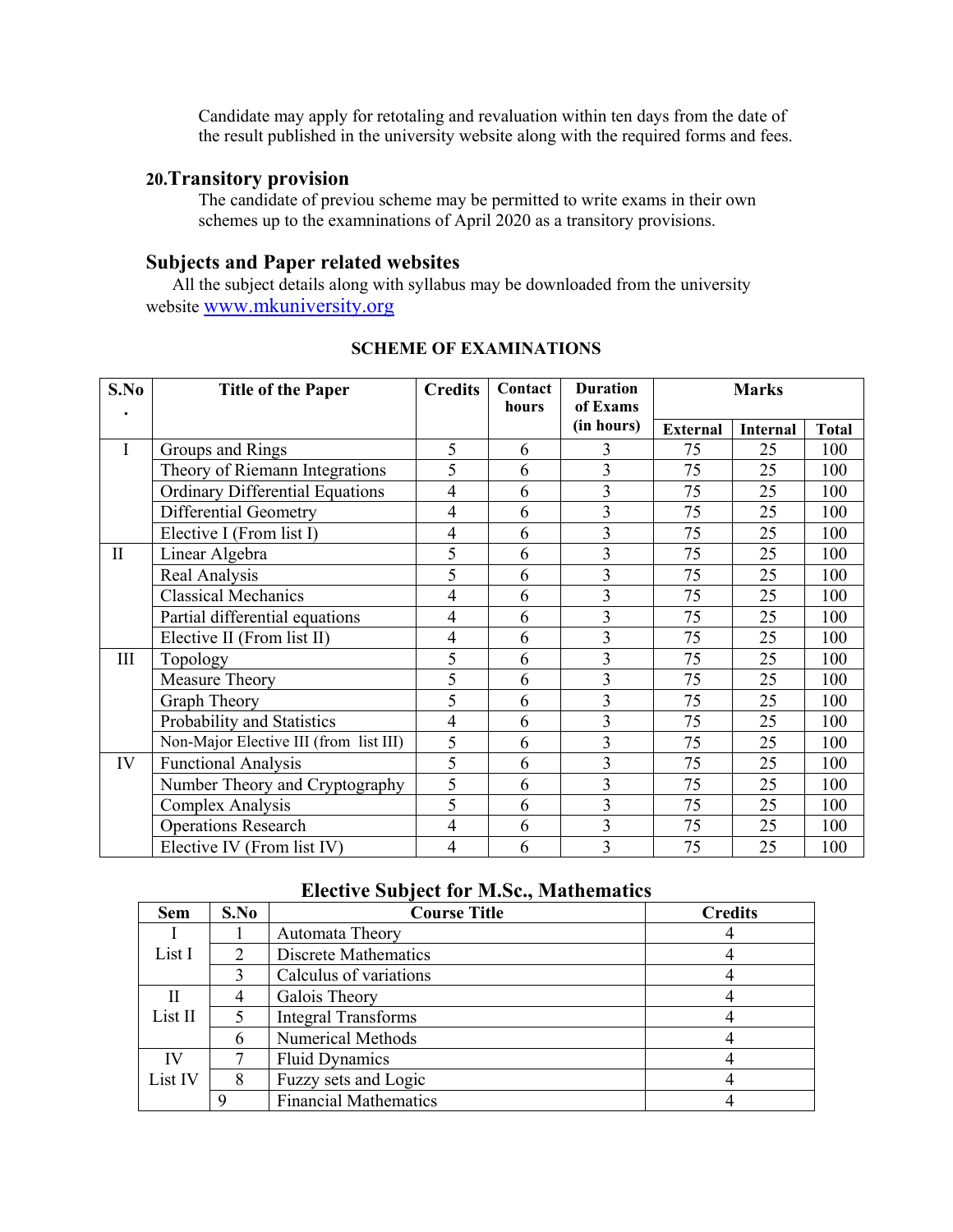Candidate may apply for retotaling and revaluation within ten days from the date of the result published in the university website along with the required forms and fees.

## 20.Transitory provision

The candidate of previou scheme may be permitted to write exams in their own schemes up to the examninations of April 2020 as a transitory provisions.

## Subjects and Paper related websites

All the subject details along with syllabus may be downloaded from the university website www.mkuniversity.org

### SCHEME OF EXAMINATIONS

| S.No. | Title of the Paper | Credits | Contact hours | Duration of Exams (in hours) | Marks | | |
|---|---|---|---|---|---|---|---|
| | | | | | External | Internal | Total |
| I | Groups and Rings | 5 | 6 | 3 | 75 | 25 | 100 |
| | Theory of Riemann Integrations | 5 | 6 | 3 | 75 | 25 | 100 |
| | Ordinary Differential Equations | 4 | 6 | 3 | 75 | 25 | 100 |
| | Differential Geometry | 4 | 6 | 3 | 75 | 25 | 100 |
| | Elective I (From list I) | 4 | 6 | 3 | 75 | 25 | 100 |
| II | Linear Algebra | 5 | 6 | 3 | 75 | 25 | 100 |
| | Real Analysis | 5 | 6 | 3 | 75 | 25 | 100 |
| | Classical Mechanics | 4 | 6 | 3 | 75 | 25 | 100 |
| | Partial differential equations | 4 | 6 | 3 | 75 | 25 | 100 |
| | Elective II (From list II) | 4 | 6 | 3 | 75 | 25 | 100 |
| III | Topology | 5 | 6 | 3 | 75 | 25 | 100 |
| | Measure Theory | 5 | 6 | 3 | 75 | 25 | 100 |
| | Graph Theory | 5 | 6 | 3 | 75 | 25 | 100 |
| | Probability and Statistics | 4 | 6 | 3 | 75 | 25 | 100 |
| | Non-Major Elective III (from list III) | 5 | 6 | 3 | 75 | 25 | 100 |
| IV | Functional Analysis | 5 | 6 | 3 | 75 | 25 | 100 |
| | Number Theory and Cryptography | 5 | 6 | 3 | 75 | 25 | 100 |
| | Complex Analysis | 5 | 6 | 3 | 75 | 25 | 100 |
| | Operations Research | 4 | 6 | 3 | 75 | 25 | 100 |
| | Elective IV (From list IV) | 4 | 6 | 3 | 75 | 25 | 100 |

### Elective Subject for M.Sc., Mathematics

| Sem | S.No | Course Title | Credits |
|---|---|---|---|
| I List I | 1 | Automata Theory | 4 |
| | 2 | Discrete Mathematics | 4 |
| | 3 | Calculus of variations | 4 |
| II List II | 4 | Galois Theory | 4 |
| | 5 | Integral Transforms | 4 |
| | 6 | Numerical Methods | 4 |
| IV List IV | 7 | Fluid Dynamics | 4 |
| | 8 | Fuzzy sets and Logic | 4 |
| | 9 | Financial Mathematics | 4 |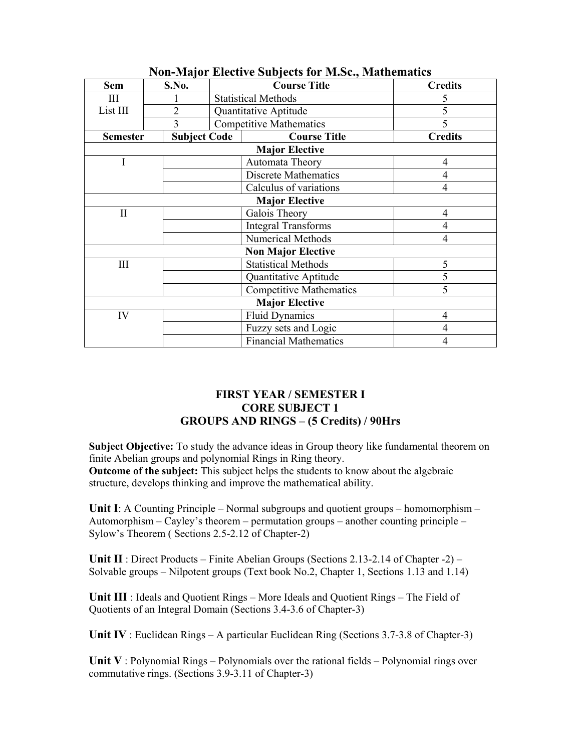## Non-Major Elective Subjects for M.Sc., Mathematics

| Sem | S.No. | Course Title | Credits |
|---|---|---|---|
| III List III | 1 | Statistical Methods | 5 |
| | 2 | Quantitative Aptitude | 5 |
| | 3 | Competitive Mathematics | 5 |

| Semester | Subject Code | Course Title | Credits |
|---|---|---|---|
| | | **Major Elective** | |
| I | | Automata Theory | 4 |
| | | Discrete Mathematics | 4 |
| | | Calculus of variations | 4 |
| | | **Major Elective** | |
| II | | Galois Theory | 4 |
| | | Integral Transforms | 4 |
| | | Numerical Methods | 4 |
| | | **Non Major Elective** | |
| III | | Statistical Methods | 5 |
| | | Quantitative Aptitude | 5 |
| | | Competitive Mathematics | 5 |
| | | **Major Elective** | |
| IV | | Fluid Dynamics | 4 |
| | | Fuzzy sets and Logic | 4 |
| | | Financial Mathematics | 4 |

### FIRST YEAR / SEMESTER I
### CORE SUBJECT 1
### GROUPS AND RINGS – (5 Credits) / 90Hrs

**Subject Objective:** To study the advance ideas in Group theory like fundamental theorem on finite Abelian groups and polynomial Rings in Ring theory.

**Outcome of the subject:** This subject helps the students to know about the algebraic structure, develops thinking and improve the mathematical ability.

**Unit I**: A Counting Principle – Normal subgroups and quotient groups – homomorphism – Automorphism – Cayley's theorem – permutation groups – another counting principle – Sylow's Theorem ( Sections 2.5-2.12 of Chapter-2)

**Unit II** : Direct Products – Finite Abelian Groups (Sections 2.13-2.14 of Chapter -2) – Solvable groups – Nilpotent groups (Text book No.2, Chapter 1, Sections 1.13 and 1.14)

**Unit III** : Ideals and Quotient Rings – More Ideals and Quotient Rings – The Field of Quotients of an Integral Domain (Sections 3.4-3.6 of Chapter-3)

**Unit IV** : Euclidean Rings – A particular Euclidean Ring (Sections 3.7-3.8 of Chapter-3)

**Unit V** : Polynomial Rings – Polynomials over the rational fields – Polynomial rings over commutative rings. (Sections 3.9-3.11 of Chapter-3)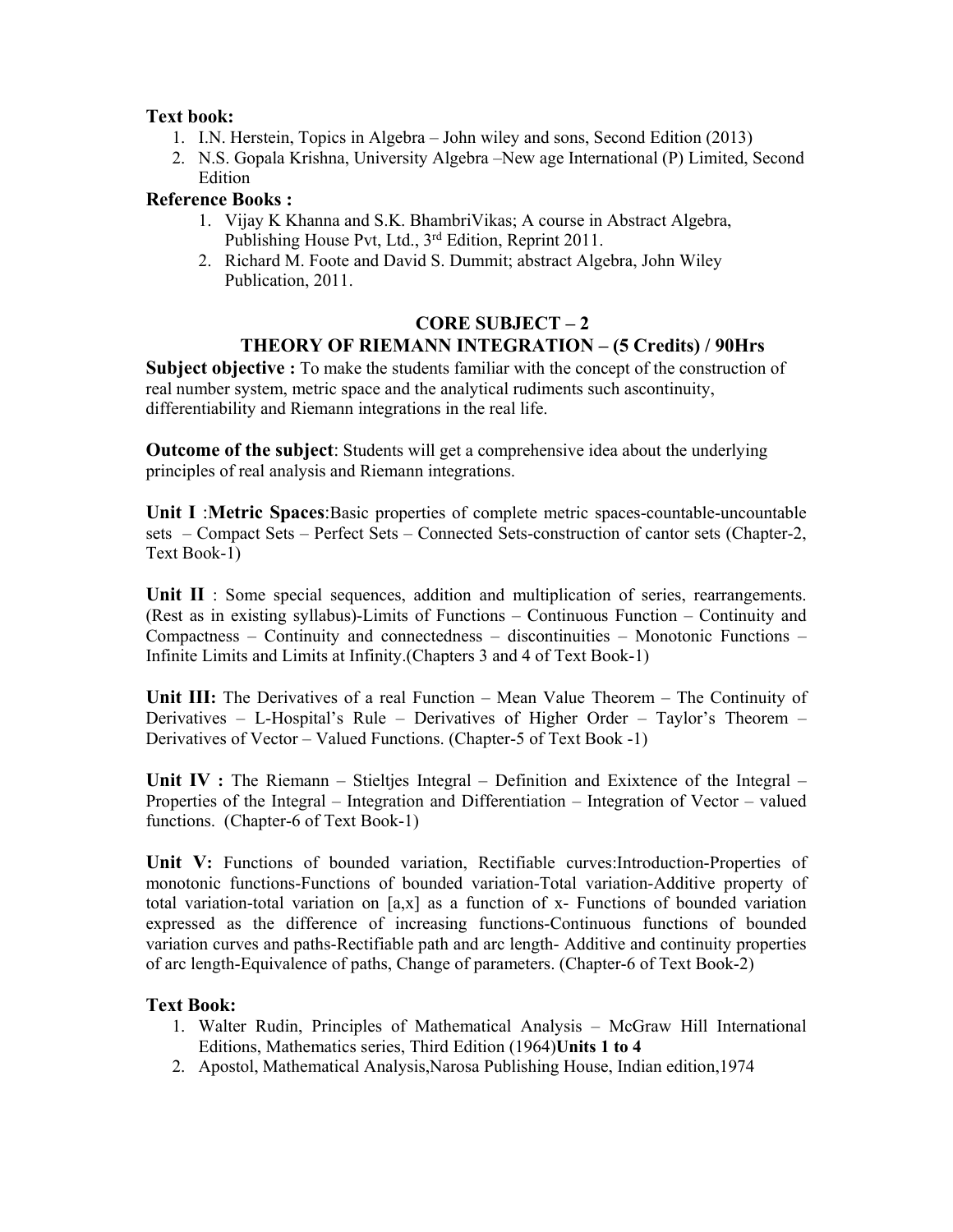**Text book:**

1. I.N. Herstein, Topics in Algebra – John wiley and sons, Second Edition (2013)
2. N.S. Gopala Krishna, University Algebra –New age International (P) Limited, Second Edition

**Reference Books :**

1. Vijay K Khanna and S.K. BhambriVikas; A course in Abstract Algebra, Publishing House Pvt, Ltd., 3rd Edition, Reprint 2011.
2. Richard M. Foote and David S. Dummit; abstract Algebra, John Wiley Publication, 2011.

## CORE SUBJECT – 2
## THEORY OF RIEMANN INTEGRATION – (5 Credits) / 90Hrs

**Subject objective :** To make the students familiar with the concept of the construction of real number system, metric space and the analytical rudiments such ascontinuity, differentiability and Riemann integrations in the real life.

**Outcome of the subject**: Students will get a comprehensive idea about the underlying principles of real analysis and Riemann integrations.

**Unit I** :**Metric Spaces**:Basic properties of complete metric spaces-countable-uncountable sets – Compact Sets – Perfect Sets – Connected Sets-construction of cantor sets (Chapter-2, Text Book-1)

**Unit II** : Some special sequences, addition and multiplication of series, rearrangements. (Rest as in existing syllabus)-Limits of Functions – Continuous Function – Continuity and Compactness – Continuity and connectedness – discontinuities – Monotonic Functions – Infinite Limits and Limits at Infinity.(Chapters 3 and 4 of Text Book-1)

**Unit III:** The Derivatives of a real Function – Mean Value Theorem – The Continuity of Derivatives – L-Hospital's Rule – Derivatives of Higher Order – Taylor's Theorem – Derivatives of Vector – Valued Functions. (Chapter-5 of Text Book -1)

**Unit IV :** The Riemann – Stieltjes Integral – Definition and Exixtence of the Integral – Properties of the Integral – Integration and Differentiation – Integration of Vector – valued functions. (Chapter-6 of Text Book-1)

**Unit V:** Functions of bounded variation, Rectifiable curves:Introduction-Properties of monotonic functions-Functions of bounded variation-Total variation-Additive property of total variation-total variation on [a,x] as a function of x- Functions of bounded variation expressed as the difference of increasing functions-Continuous functions of bounded variation curves and paths-Rectifiable path and arc length- Additive and continuity properties of arc length-Equivalence of paths, Change of parameters. (Chapter-6 of Text Book-2)

**Text Book:**

1. Walter Rudin, Principles of Mathematical Analysis – McGraw Hill International Editions, Mathematics series, Third Edition (1964)**Units 1 to 4**
2. Apostol, Mathematical Analysis,Narosa Publishing House, Indian edition,1974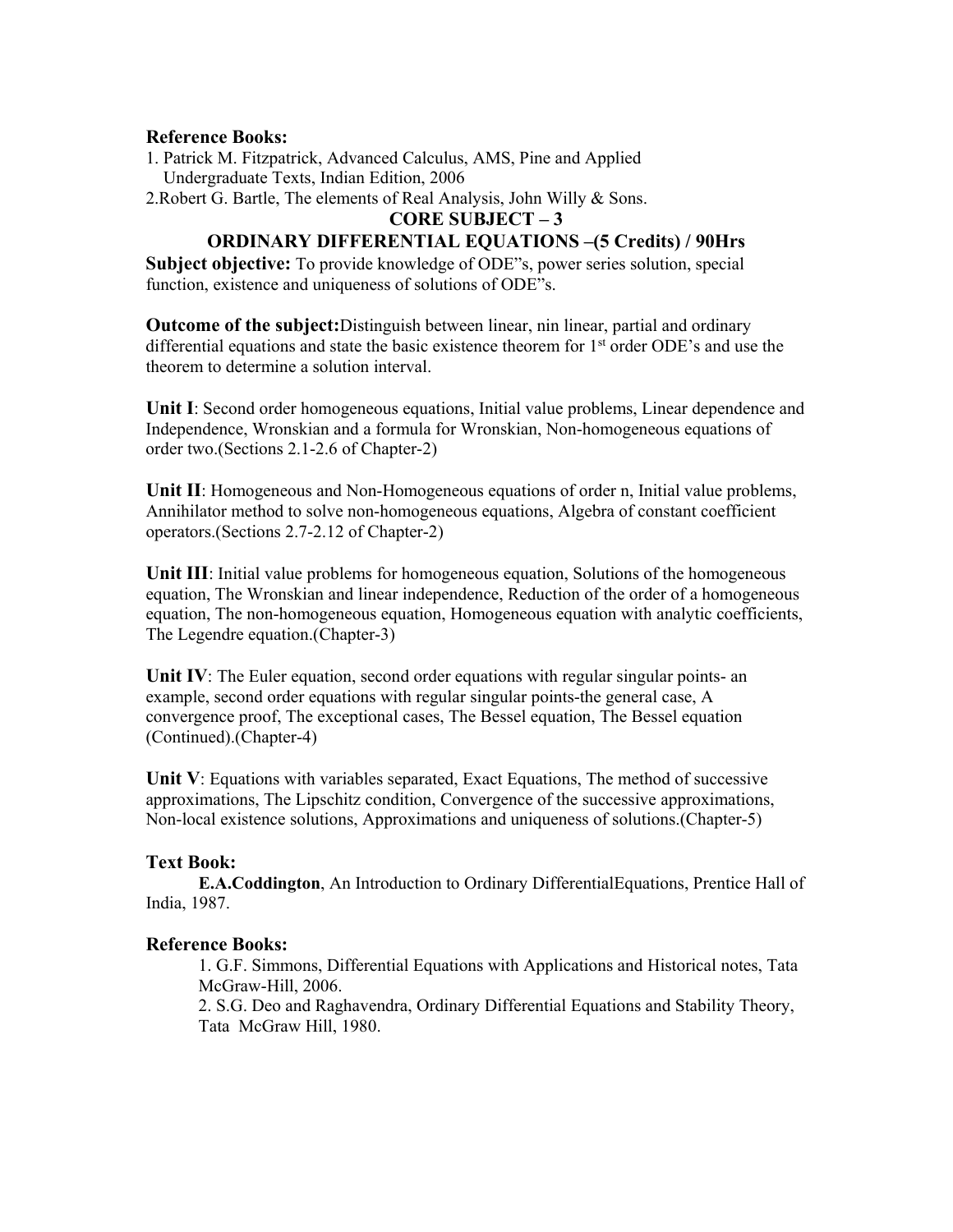**Reference Books:**

1. Patrick M. Fitzpatrick, Advanced Calculus, AMS, Pine and Applied Undergraduate Texts, Indian Edition, 2006
2. Robert G. Bartle, The elements of Real Analysis, John Willy & Sons.

## CORE SUBJECT – 3

## ORDINARY DIFFERENTIAL EQUATIONS –(5 Credits) / 90Hrs

**Subject objective:** To provide knowledge of ODE"s, power series solution, special function, existence and uniqueness of solutions of ODE"s.

**Outcome of the subject:** Distinguish between linear, nin linear, partial and ordinary differential equations and state the basic existence theorem for 1st order ODE's and use the theorem to determine a solution interval.

**Unit I**: Second order homogeneous equations, Initial value problems, Linear dependence and Independence, Wronskian and a formula for Wronskian, Non-homogeneous equations of order two.(Sections 2.1-2.6 of Chapter-2)

**Unit II**: Homogeneous and Non-Homogeneous equations of order n, Initial value problems, Annihilator method to solve non-homogeneous equations, Algebra of constant coefficient operators.(Sections 2.7-2.12 of Chapter-2)

**Unit III**: Initial value problems for homogeneous equation, Solutions of the homogeneous equation, The Wronskian and linear independence, Reduction of the order of a homogeneous equation, The non-homogeneous equation, Homogeneous equation with analytic coefficients, The Legendre equation.(Chapter-3)

**Unit IV**: The Euler equation, second order equations with regular singular points- an example, second order equations with regular singular points-the general case, A convergence proof, The exceptional cases, The Bessel equation, The Bessel equation (Continued).(Chapter-4)

**Unit V**: Equations with variables separated, Exact Equations, The method of successive approximations, The Lipschitz condition, Convergence of the successive approximations, Non-local existence solutions, Approximations and uniqueness of solutions.(Chapter-5)

**Text Book:**

**E.A.Coddington**, An Introduction to Ordinary DifferentialEquations, Prentice Hall of India, 1987.

**Reference Books:**

1. G.F. Simmons, Differential Equations with Applications and Historical notes, Tata McGraw-Hill, 2006.
2. S.G. Deo and Raghavendra, Ordinary Differential Equations and Stability Theory, Tata McGraw Hill, 1980.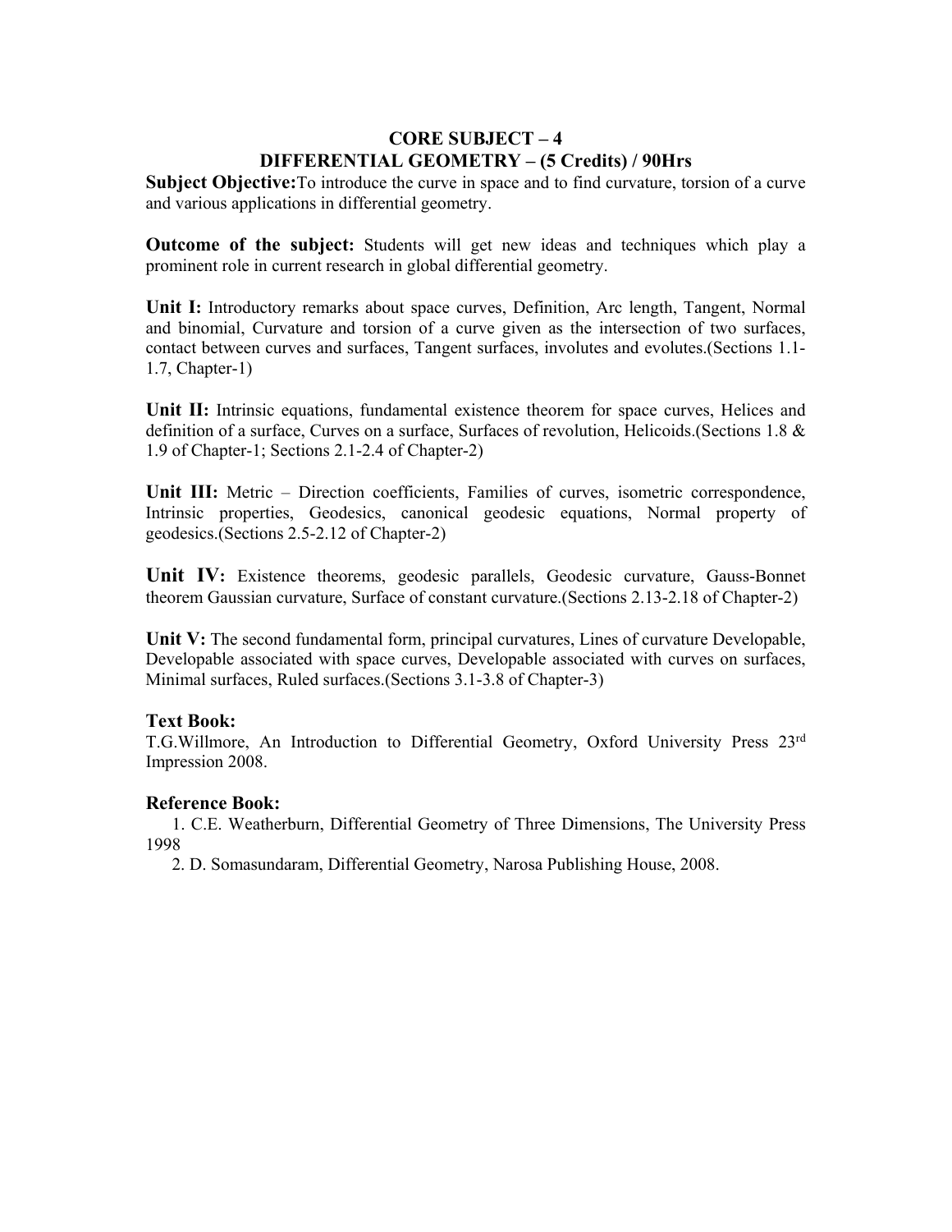## CORE SUBJECT – 4
## DIFFERENTIAL GEOMETRY – (5 Credits) / 90Hrs

**Subject Objective:**To introduce the curve in space and to find curvature, torsion of a curve and various applications in differential geometry.

**Outcome of the subject:** Students will get new ideas and techniques which play a prominent role in current research in global differential geometry.

**Unit I:** Introductory remarks about space curves, Definition, Arc length, Tangent, Normal and binomial, Curvature and torsion of a curve given as the intersection of two surfaces, contact between curves and surfaces, Tangent surfaces, involutes and evolutes.(Sections 1.1-1.7, Chapter-1)

**Unit II:** Intrinsic equations, fundamental existence theorem for space curves, Helices and definition of a surface, Curves on a surface, Surfaces of revolution, Helicoids.(Sections 1.8 & 1.9 of Chapter-1; Sections 2.1-2.4 of Chapter-2)

**Unit III:** Metric – Direction coefficients, Families of curves, isometric correspondence, Intrinsic properties, Geodesics, canonical geodesic equations, Normal property of geodesics.(Sections 2.5-2.12 of Chapter-2)

**Unit IV:** Existence theorems, geodesic parallels, Geodesic curvature, Gauss-Bonnet theorem Gaussian curvature, Surface of constant curvature.(Sections 2.13-2.18 of Chapter-2)

**Unit V:** The second fundamental form, principal curvatures, Lines of curvature Developable, Developable associated with space curves, Developable associated with curves on surfaces, Minimal surfaces, Ruled surfaces.(Sections 3.1-3.8 of Chapter-3)

### Text Book:

T.G.Willmore, An Introduction to Differential Geometry, Oxford University Press 23rd Impression 2008.

### Reference Book:

1. C.E. Weatherburn, Differential Geometry of Three Dimensions, The University Press 1998
2. D. Somasundaram, Differential Geometry, Narosa Publishing House, 2008.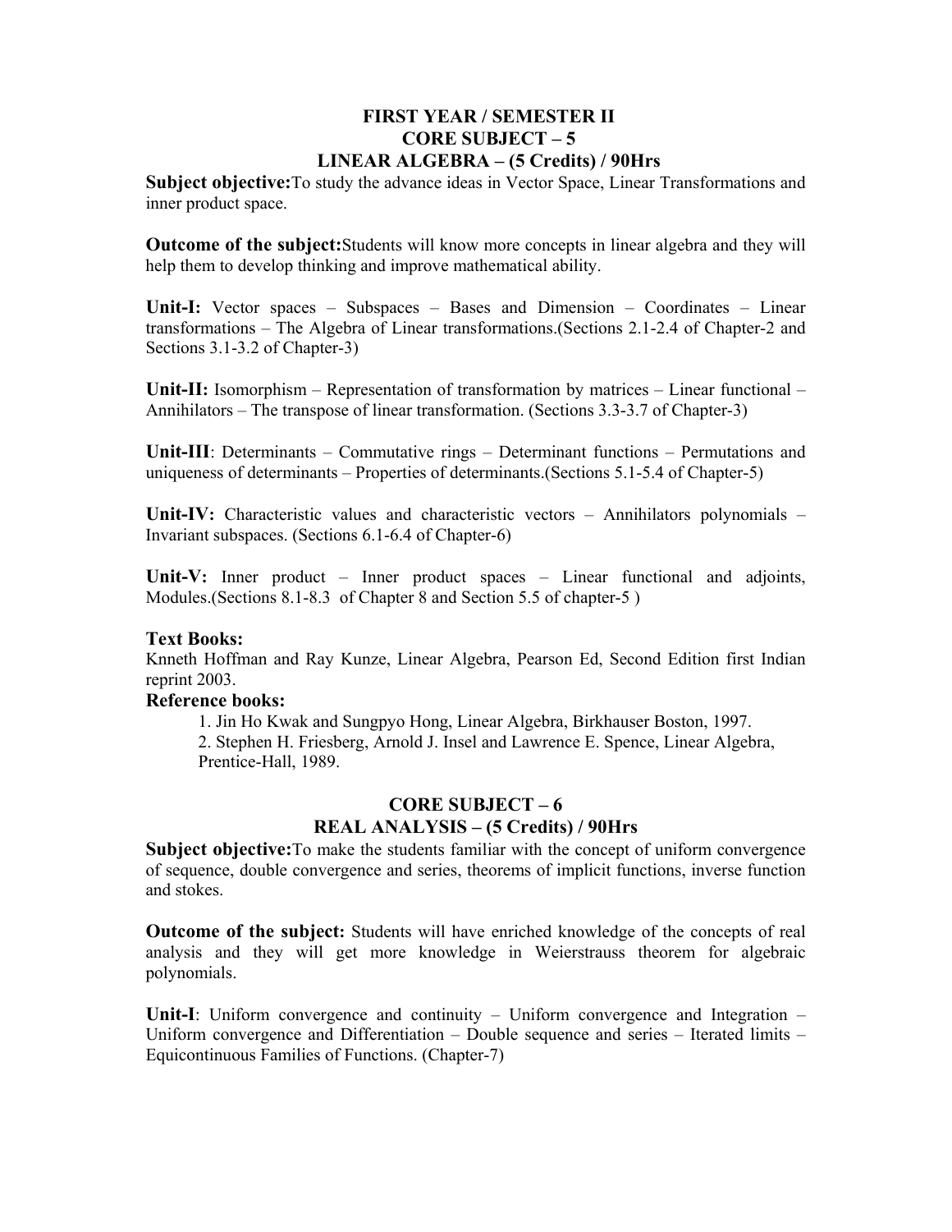## FIRST YEAR / SEMESTER II
## CORE SUBJECT – 5
## LINEAR ALGEBRA – (5 Credits) / 90Hrs

**Subject objective:**To study the advance ideas in Vector Space, Linear Transformations and inner product space.

**Outcome of the subject:**Students will know more concepts in linear algebra and they will help them to develop thinking and improve mathematical ability.

**Unit-I:** Vector spaces – Subspaces – Bases and Dimension – Coordinates – Linear transformations – The Algebra of Linear transformations.(Sections 2.1-2.4 of Chapter-2 and Sections 3.1-3.2 of Chapter-3)

**Unit-II:** Isomorphism – Representation of transformation by matrices – Linear functional – Annihilators – The transpose of linear transformation. (Sections 3.3-3.7 of Chapter-3)

**Unit-III**: Determinants – Commutative rings – Determinant functions – Permutations and uniqueness of determinants – Properties of determinants.(Sections 5.1-5.4 of Chapter-5)

**Unit-IV:** Characteristic values and characteristic vectors – Annihilators polynomials – Invariant subspaces. (Sections 6.1-6.4 of Chapter-6)

**Unit-V:** Inner product – Inner product spaces – Linear functional and adjoints, Modules.(Sections 8.1-8.3 of Chapter 8 and Section 5.5 of chapter-5 )

**Text Books:**

Knneth Hoffman and Ray Kunze, Linear Algebra, Pearson Ed, Second Edition first Indian reprint 2003.

**Reference books:**

1. Jin Ho Kwak and Sungpyo Hong, Linear Algebra, Birkhauser Boston, 1997.
2. Stephen H. Friesberg, Arnold J. Insel and Lawrence E. Spence, Linear Algebra, Prentice-Hall, 1989.

## CORE SUBJECT – 6
## REAL ANALYSIS – (5 Credits) / 90Hrs

**Subject objective:**To make the students familiar with the concept of uniform convergence of sequence, double convergence and series, theorems of implicit functions, inverse function and stokes.

**Outcome of the subject:** Students will have enriched knowledge of the concepts of real analysis and they will get more knowledge in Weierstrauss theorem for algebraic polynomials.

**Unit-I**: Uniform convergence and continuity – Uniform convergence and Integration – Uniform convergence and Differentiation – Double sequence and series – Iterated limits – Equicontinuous Families of Functions. (Chapter-7)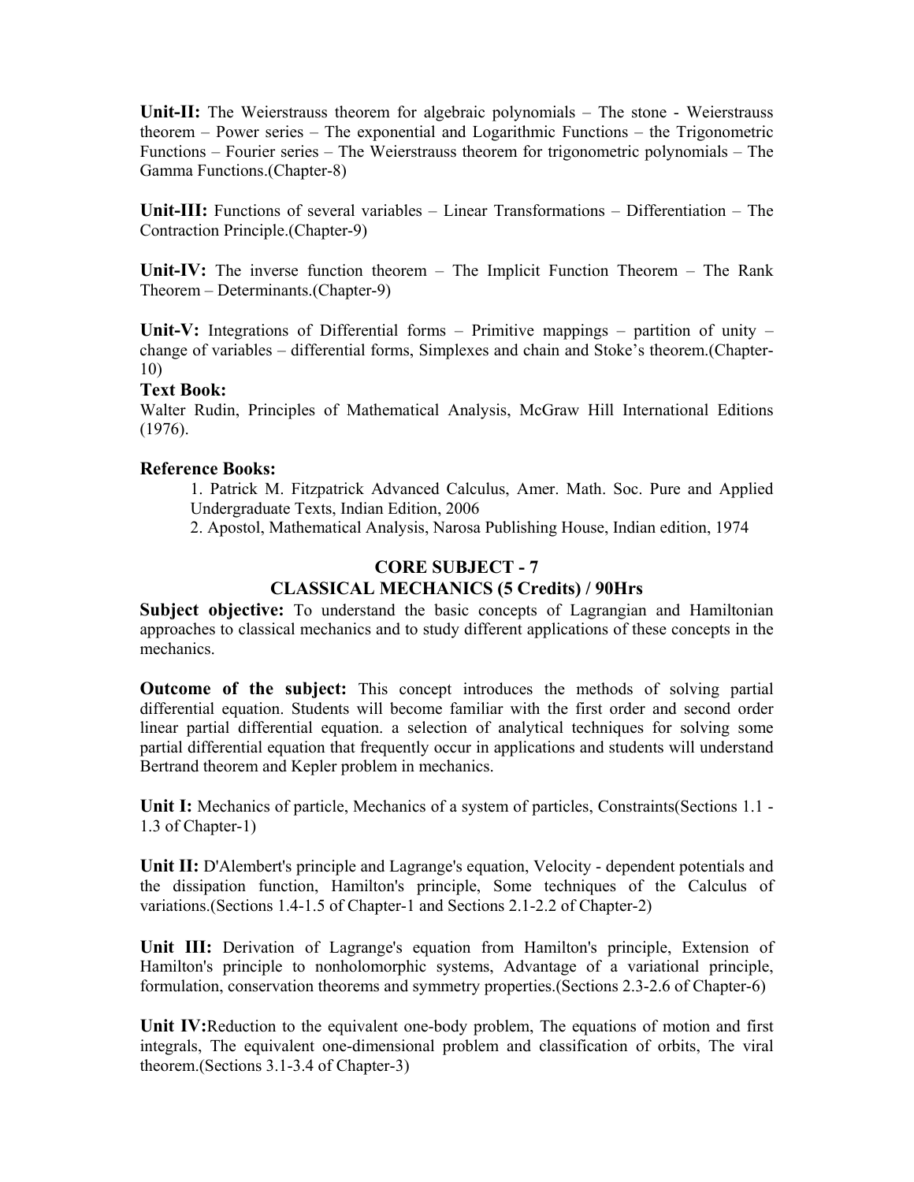**Unit-II:** The Weierstrauss theorem for algebraic polynomials – The stone - Weierstrauss theorem – Power series – The exponential and Logarithmic Functions – the Trigonometric Functions – Fourier series – The Weierstrauss theorem for trigonometric polynomials – The Gamma Functions.(Chapter-8)

**Unit-III:** Functions of several variables – Linear Transformations – Differentiation – The Contraction Principle.(Chapter-9)

**Unit-IV:** The inverse function theorem – The Implicit Function Theorem – The Rank Theorem – Determinants.(Chapter-9)

**Unit-V:** Integrations of Differential forms – Primitive mappings – partition of unity – change of variables – differential forms, Simplexes and chain and Stoke's theorem.(Chapter-10)

**Text Book:**

Walter Rudin, Principles of Mathematical Analysis, McGraw Hill International Editions (1976).

**Reference Books:**

1. Patrick M. Fitzpatrick Advanced Calculus, Amer. Math. Soc. Pure and Applied Undergraduate Texts, Indian Edition, 2006
2. Apostol, Mathematical Analysis, Narosa Publishing House, Indian edition, 1974

## CORE SUBJECT - 7
## CLASSICAL MECHANICS (5 Credits) / 90Hrs

**Subject objective:** To understand the basic concepts of Lagrangian and Hamiltonian approaches to classical mechanics and to study different applications of these concepts in the mechanics.

**Outcome of the subject:** This concept introduces the methods of solving partial differential equation. Students will become familiar with the first order and second order linear partial differential equation. a selection of analytical techniques for solving some partial differential equation that frequently occur in applications and students will understand Bertrand theorem and Kepler problem in mechanics.

**Unit I:** Mechanics of particle, Mechanics of a system of particles, Constraints(Sections 1.1 - 1.3 of Chapter-1)

**Unit II:** D'Alembert's principle and Lagrange's equation, Velocity - dependent potentials and the dissipation function, Hamilton's principle, Some techniques of the Calculus of variations.(Sections 1.4-1.5 of Chapter-1 and Sections 2.1-2.2 of Chapter-2)

**Unit III:** Derivation of Lagrange's equation from Hamilton's principle, Extension of Hamilton's principle to nonholomorphic systems, Advantage of a variational principle, formulation, conservation theorems and symmetry properties.(Sections 2.3-2.6 of Chapter-6)

**Unit IV:** Reduction to the equivalent one-body problem, The equations of motion and first integrals, The equivalent one-dimensional problem and classification of orbits, The viral theorem.(Sections 3.1-3.4 of Chapter-3)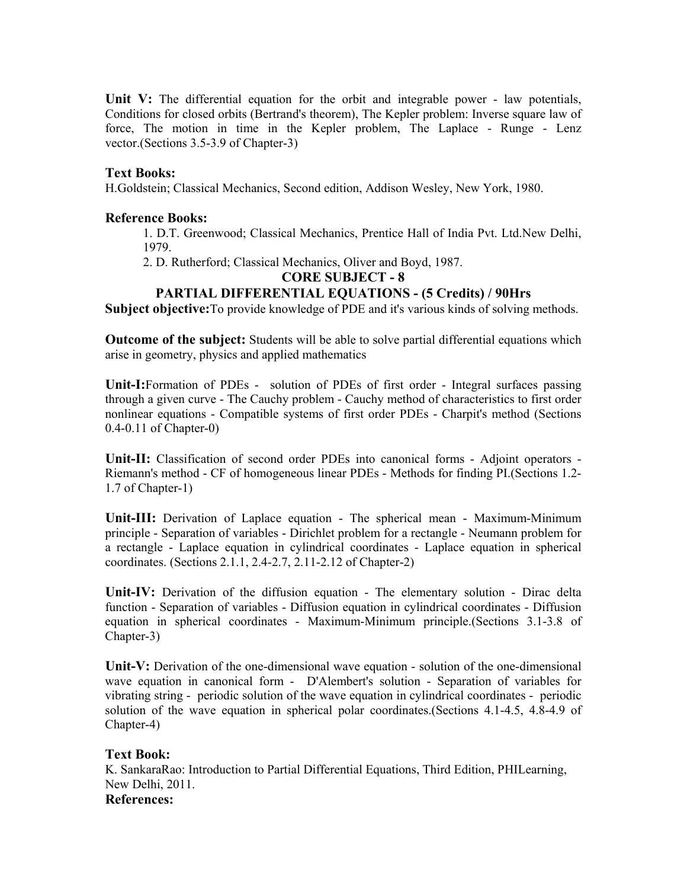**Unit V:** The differential equation for the orbit and integrable power - law potentials, Conditions for closed orbits (Bertrand's theorem), The Kepler problem: Inverse square law of force, The motion in time in the Kepler problem, The Laplace - Runge - Lenz vector.(Sections 3.5-3.9 of Chapter-3)

### Text Books:

H.Goldstein; Classical Mechanics, Second edition, Addison Wesley, New York, 1980.

### Reference Books:

1. D.T. Greenwood; Classical Mechanics, Prentice Hall of India Pvt. Ltd.New Delhi, 1979.
2. D. Rutherford; Classical Mechanics, Oliver and Boyd, 1987.

## CORE SUBJECT - 8

## PARTIAL DIFFERENTIAL EQUATIONS - (5 Credits) / 90Hrs

**Subject objective:**To provide knowledge of PDE and it's various kinds of solving methods.

**Outcome of the subject:** Students will be able to solve partial differential equations which arise in geometry, physics and applied mathematics

**Unit-I:**Formation of PDEs - solution of PDEs of first order - Integral surfaces passing through a given curve - The Cauchy problem - Cauchy method of characteristics to first order nonlinear equations - Compatible systems of first order PDEs - Charpit's method (Sections 0.4-0.11 of Chapter-0)

**Unit-II:** Classification of second order PDEs into canonical forms - Adjoint operators - Riemann's method - CF of homogeneous linear PDEs - Methods for finding PI.(Sections 1.2-1.7 of Chapter-1)

**Unit-III:** Derivation of Laplace equation - The spherical mean - Maximum-Minimum principle - Separation of variables - Dirichlet problem for a rectangle - Neumann problem for a rectangle - Laplace equation in cylindrical coordinates - Laplace equation in spherical coordinates. (Sections 2.1.1, 2.4-2.7, 2.11-2.12 of Chapter-2)

**Unit-IV:** Derivation of the diffusion equation - The elementary solution - Dirac delta function - Separation of variables - Diffusion equation in cylindrical coordinates - Diffusion equation in spherical coordinates - Maximum-Minimum principle.(Sections 3.1-3.8 of Chapter-3)

**Unit-V:** Derivation of the one-dimensional wave equation - solution of the one-dimensional wave equation in canonical form - D'Alembert's solution - Separation of variables for vibrating string - periodic solution of the wave equation in cylindrical coordinates - periodic solution of the wave equation in spherical polar coordinates.(Sections 4.1-4.5, 4.8-4.9 of Chapter-4)

### Text Book:

K. SankaraRao: Introduction to Partial Differential Equations, Third Edition, PHILearning, New Delhi, 2011.

### References: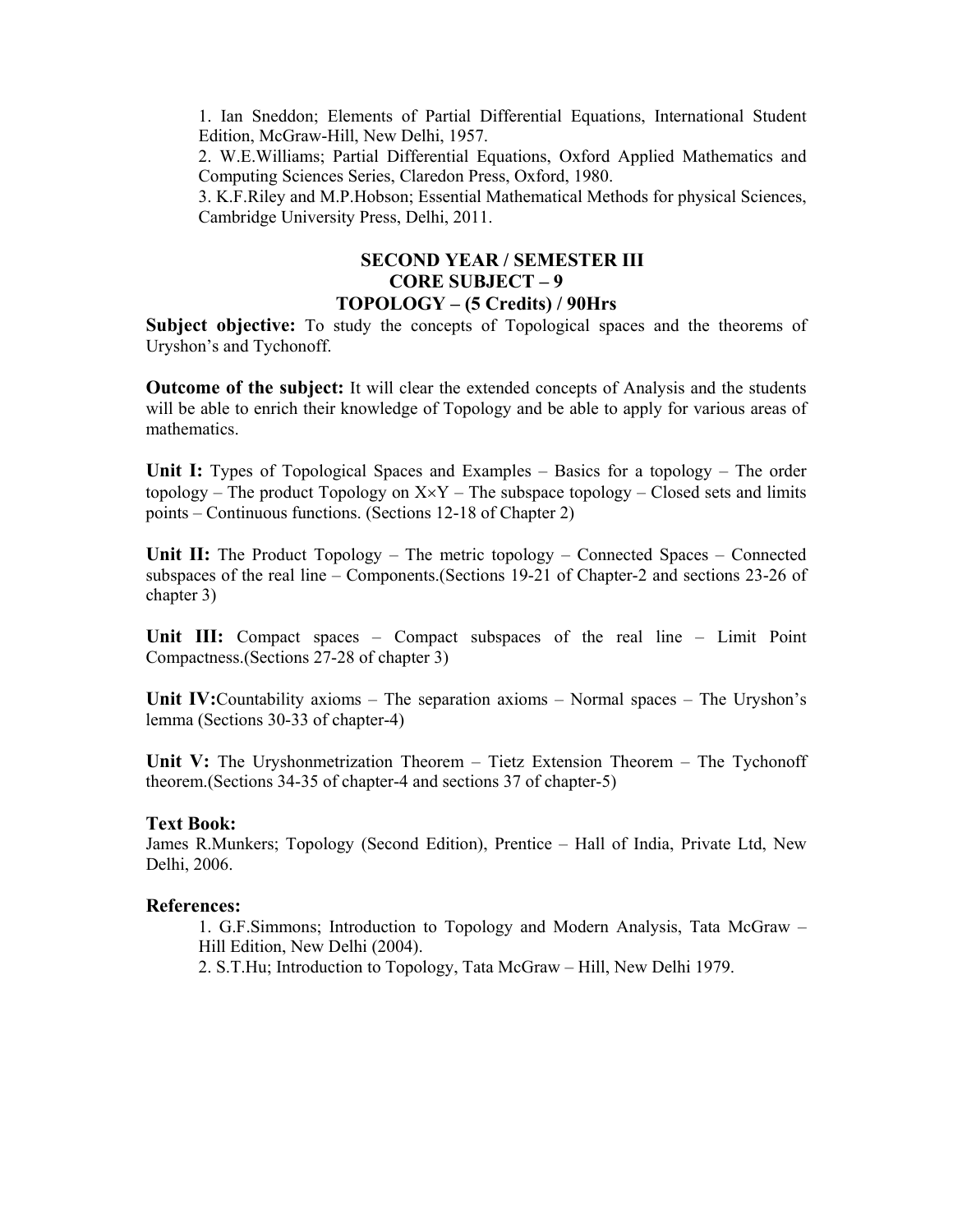1. Ian Sneddon; Elements of Partial Differential Equations, International Student Edition, McGraw-Hill, New Delhi, 1957.
2. W.E.Williams; Partial Differential Equations, Oxford Applied Mathematics and Computing Sciences Series, Claredon Press, Oxford, 1980.
3. K.F.Riley and M.P.Hobson; Essential Mathematical Methods for physical Sciences, Cambridge University Press, Delhi, 2011.

## SECOND YEAR / SEMESTER III
## CORE SUBJECT – 9
## TOPOLOGY – (5 Credits) / 90Hrs

**Subject objective:** To study the concepts of Topological spaces and the theorems of Uryshon's and Tychonoff.

**Outcome of the subject:** It will clear the extended concepts of Analysis and the students will be able to enrich their knowledge of Topology and be able to apply for various areas of mathematics.

**Unit I:** Types of Topological Spaces and Examples – Basics for a topology – The order topology – The product Topology on $X \times Y$ – The subspace topology – Closed sets and limits points – Continuous functions. (Sections 12-18 of Chapter 2)

**Unit II:** The Product Topology – The metric topology – Connected Spaces – Connected subspaces of the real line – Components.(Sections 19-21 of Chapter-2 and sections 23-26 of chapter 3)

**Unit III:** Compact spaces – Compact subspaces of the real line – Limit Point Compactness.(Sections 27-28 of chapter 3)

**Unit IV:**Countability axioms – The separation axioms – Normal spaces – The Uryshon's lemma (Sections 30-33 of chapter-4)

**Unit V:** The Uryshonmetrization Theorem – Tietz Extension Theorem – The Tychonoff theorem.(Sections 34-35 of chapter-4 and sections 37 of chapter-5)

### Text Book:

James R.Munkers; Topology (Second Edition), Prentice – Hall of India, Private Ltd, New Delhi, 2006.

### References:

1. G.F.Simmons; Introduction to Topology and Modern Analysis, Tata McGraw – Hill Edition, New Delhi (2004).
2. S.T.Hu; Introduction to Topology, Tata McGraw – Hill, New Delhi 1979.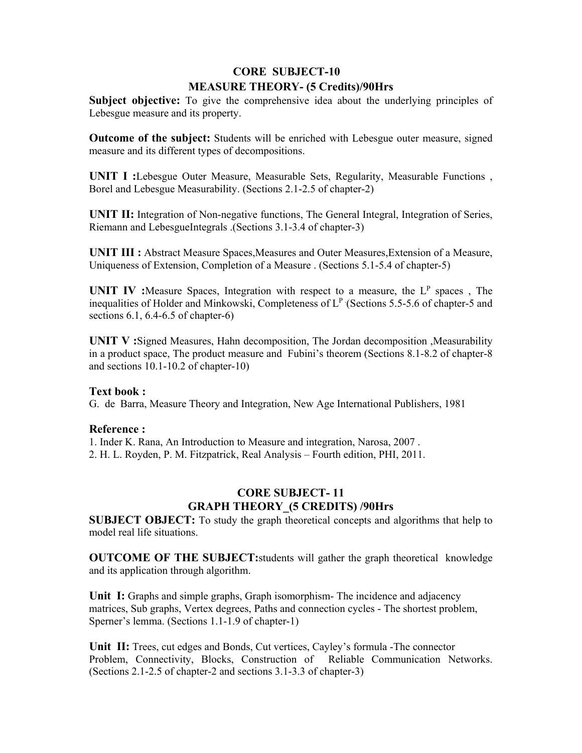## CORE SUBJECT-10

## MEASURE THEORY- (5 Credits)/90Hrs

**Subject objective:** To give the comprehensive idea about the underlying principles of Lebesgue measure and its property.

**Outcome of the subject:** Students will be enriched with Lebesgue outer measure, signed measure and its different types of decompositions.

**UNIT I :**Lebesgue Outer Measure, Measurable Sets, Regularity, Measurable Functions , Borel and Lebesgue Measurability. (Sections 2.1-2.5 of chapter-2)

**UNIT II:** Integration of Non-negative functions, The General Integral, Integration of Series, Riemann and LebesgueIntegrals .(Sections 3.1-3.4 of chapter-3)

**UNIT III :** Abstract Measure Spaces,Measures and Outer Measures,Extension of a Measure, Uniqueness of Extension, Completion of a Measure . (Sections 5.1-5.4 of chapter-5)

**UNIT IV :**Measure Spaces, Integration with respect to a measure, the $L^P$ spaces , The inequalities of Holder and Minkowski, Completeness of $L^P$ .(Sections 5.5-5.6 of chapter-5 and sections 6.1, 6.4-6.5 of chapter-6)

**UNIT V :**Signed Measures, Hahn decomposition, The Jordan decomposition ,Measurability in a product space, The product measure and Fubini's theorem (Sections 8.1-8.2 of chapter-8 and sections 10.1-10.2 of chapter-10)

**Text book :**

G. de Barra, Measure Theory and Integration, New Age International Publishers, 1981

**Reference :**

1. Inder K. Rana, An Introduction to Measure and integration, Narosa, 2007 .
2. H. L. Royden, P. M. Fitzpatrick, Real Analysis – Fourth edition, PHI, 2011.

## CORE SUBJECT- 11

## GRAPH THEORY_(5 CREDITS) /90Hrs

**SUBJECT OBJECT:** To study the graph theoretical concepts and algorithms that help to model real life situations.

**OUTCOME OF THE SUBJECT:**students will gather the graph theoretical knowledge and its application through algorithm.

**Unit I:** Graphs and simple graphs, Graph isomorphism- The incidence and adjacency matrices, Sub graphs, Vertex degrees, Paths and connection cycles - The shortest problem, Sperner's lemma. (Sections 1.1-1.9 of chapter-1)

**Unit II:** Trees, cut edges and Bonds, Cut vertices, Cayley's formula -The connector Problem, Connectivity, Blocks, Construction of Reliable Communication Networks. (Sections 2.1-2.5 of chapter-2 and sections 3.1-3.3 of chapter-3)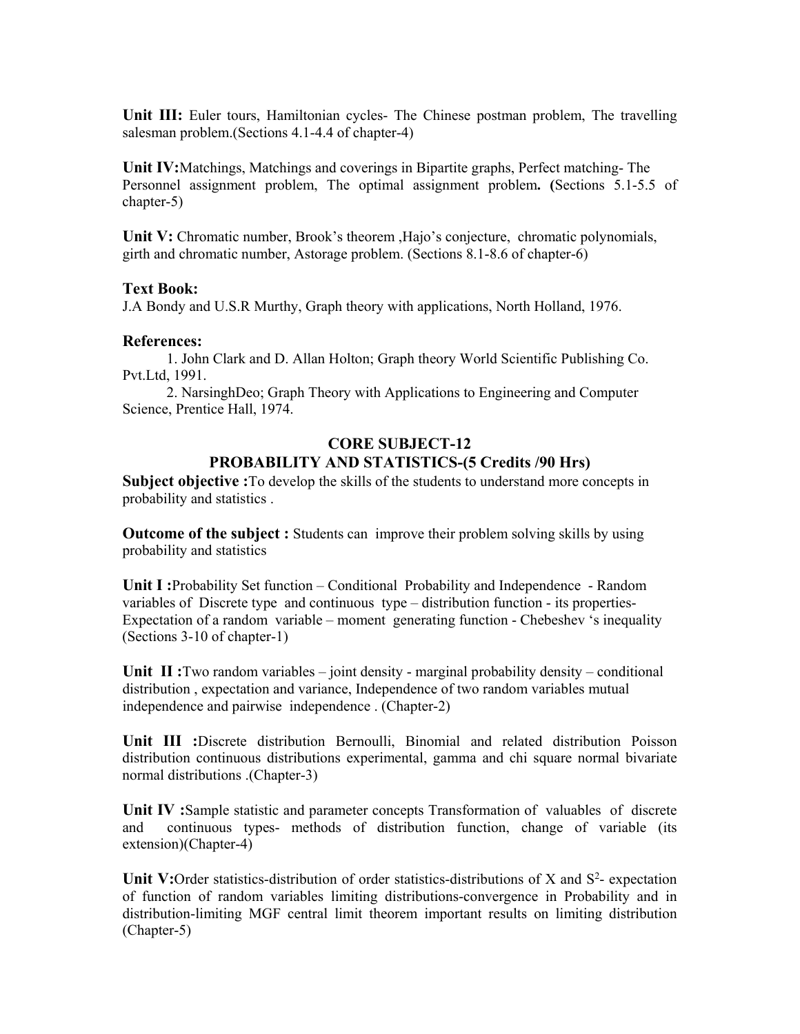**Unit III:** Euler tours, Hamiltonian cycles- The Chinese postman problem, The travelling salesman problem.(Sections 4.1-4.4 of chapter-4)

**Unit IV:**Matchings, Matchings and coverings in Bipartite graphs, Perfect matching- The Personnel assignment problem, The optimal assignment problem**. (**Sections 5.1-5.5 of chapter-5)

**Unit V:** Chromatic number, Brook's theorem ,Hajo's conjecture, chromatic polynomials, girth and chromatic number, Astorage problem. (Sections 8.1-8.6 of chapter-6)

### Text Book:

J.A Bondy and U.S.R Murthy, Graph theory with applications, North Holland, 1976.

### References:

1. John Clark and D. Allan Holton; Graph theory World Scientific Publishing Co. Pvt.Ltd, 1991.
2. NarsinghDeo; Graph Theory with Applications to Engineering and Computer Science, Prentice Hall, 1974.

## CORE SUBJECT-12
## PROBABILITY AND STATISTICS-(5 Credits /90 Hrs)

**Subject objective :**To develop the skills of the students to understand more concepts in probability and statistics .

**Outcome of the subject :** Students can improve their problem solving skills by using probability and statistics

**Unit I :**Probability Set function – Conditional Probability and Independence - Random variables of Discrete type and continuous type – distribution function - its properties- Expectation of a random variable – moment generating function - Chebeshev 's inequality (Sections 3-10 of chapter-1)

**Unit II :**Two random variables – joint density - marginal probability density – conditional distribution , expectation and variance, Independence of two random variables mutual independence and pairwise independence . (Chapter-2)

**Unit III :**Discrete distribution Bernoulli, Binomial and related distribution Poisson distribution continuous distributions experimental, gamma and chi square normal bivariate normal distributions .(Chapter-3)

**Unit IV :**Sample statistic and parameter concepts Transformation of valuables of discrete and continuous types- methods of distribution function, change of variable (its extension)(Chapter-4)

**Unit V:**Order statistics-distribution of order statistics-distributions of X and $S^2$- expectation of function of random variables limiting distributions-convergence in Probability and in distribution-limiting MGF central limit theorem important results on limiting distribution (Chapter-5)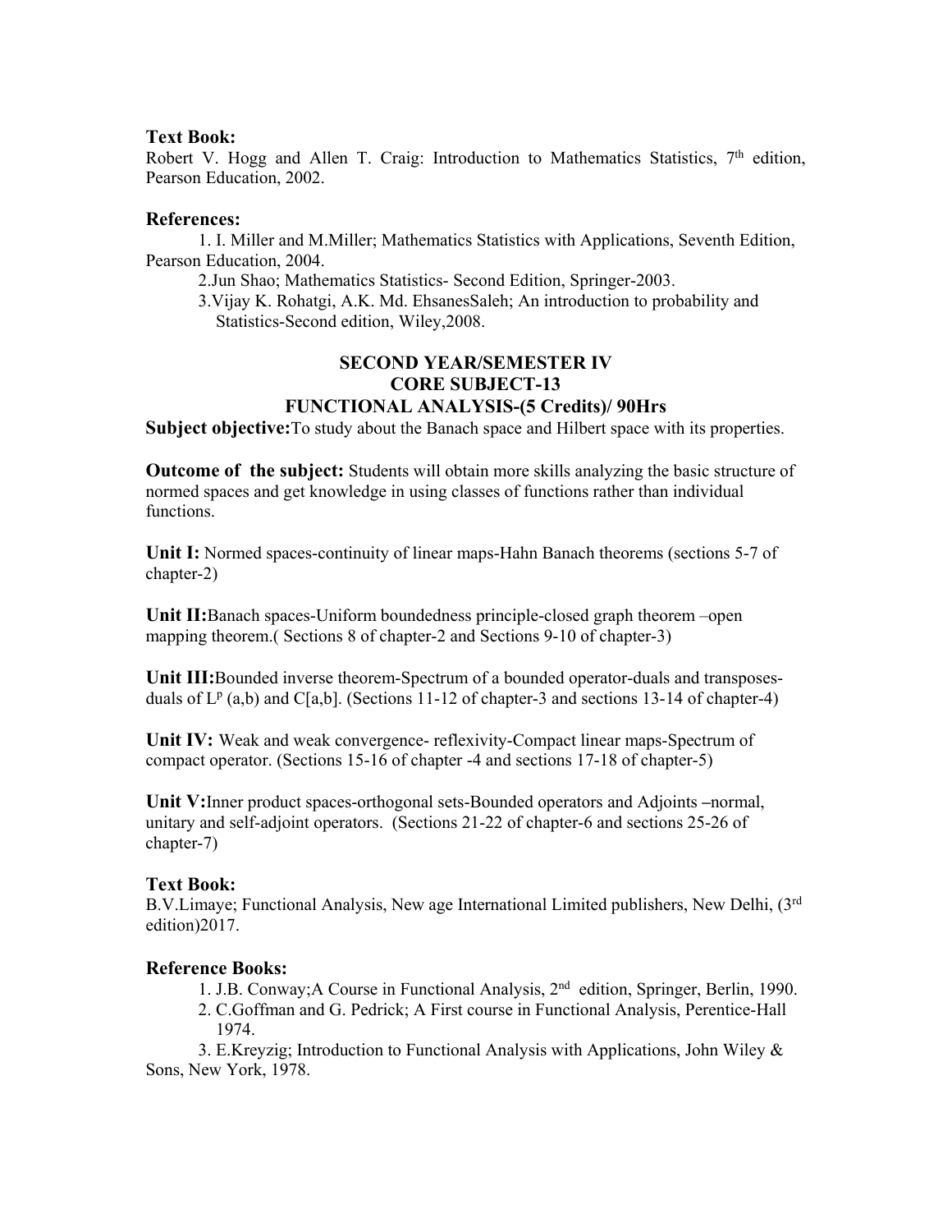### Text Book:

Robert V. Hogg and Allen T. Craig: Introduction to Mathematics Statistics, 7th edition, Pearson Education, 2002.

### References:

1. I. Miller and M.Miller; Mathematics Statistics with Applications, Seventh Edition, Pearson Education, 2004.
2. Jun Shao; Mathematics Statistics- Second Edition, Springer-2003.
3. Vijay K. Rohatgi, A.K. Md. EhsanesSaleh; An introduction to probability and Statistics-Second edition, Wiley,2008.

## SECOND YEAR/SEMESTER IV
## CORE SUBJECT-13
## FUNCTIONAL ANALYSIS-(5 Credits)/ 90Hrs

**Subject objective:**To study about the Banach space and Hilbert space with its properties.

**Outcome of the subject:** Students will obtain more skills analyzing the basic structure of normed spaces and get knowledge in using classes of functions rather than individual functions.

**Unit I:** Normed spaces-continuity of linear maps-Hahn Banach theorems (sections 5-7 of chapter-2)

**Unit II:**Banach spaces-Uniform boundedness principle-closed graph theorem –open mapping theorem.( Sections 8 of chapter-2 and Sections 9-10 of chapter-3)

**Unit III:**Bounded inverse theorem-Spectrum of a bounded operator-duals and transposes-duals of $L^p$ (a,b) and C[a,b]. (Sections 11-12 of chapter-3 and sections 13-14 of chapter-4)

**Unit IV:** Weak and weak convergence- reflexivity-Compact linear maps-Spectrum of compact operator. (Sections 15-16 of chapter -4 and sections 17-18 of chapter-5)

**Unit V:**Inner product spaces-orthogonal sets-Bounded operators and Adjoints –normal, unitary and self-adjoint operators. (Sections 21-22 of chapter-6 and sections 25-26 of chapter-7)

### Text Book:

B.V.Limaye; Functional Analysis, New age International Limited publishers, New Delhi, (3rd edition)2017.

### Reference Books:

1. J.B. Conway;A Course in Functional Analysis, 2nd edition, Springer, Berlin, 1990.
2. C.Goffman and G. Pedrick; A First course in Functional Analysis, Perentice-Hall 1974.
3. E.Kreyzig; Introduction to Functional Analysis with Applications, John Wiley & Sons, New York, 1978.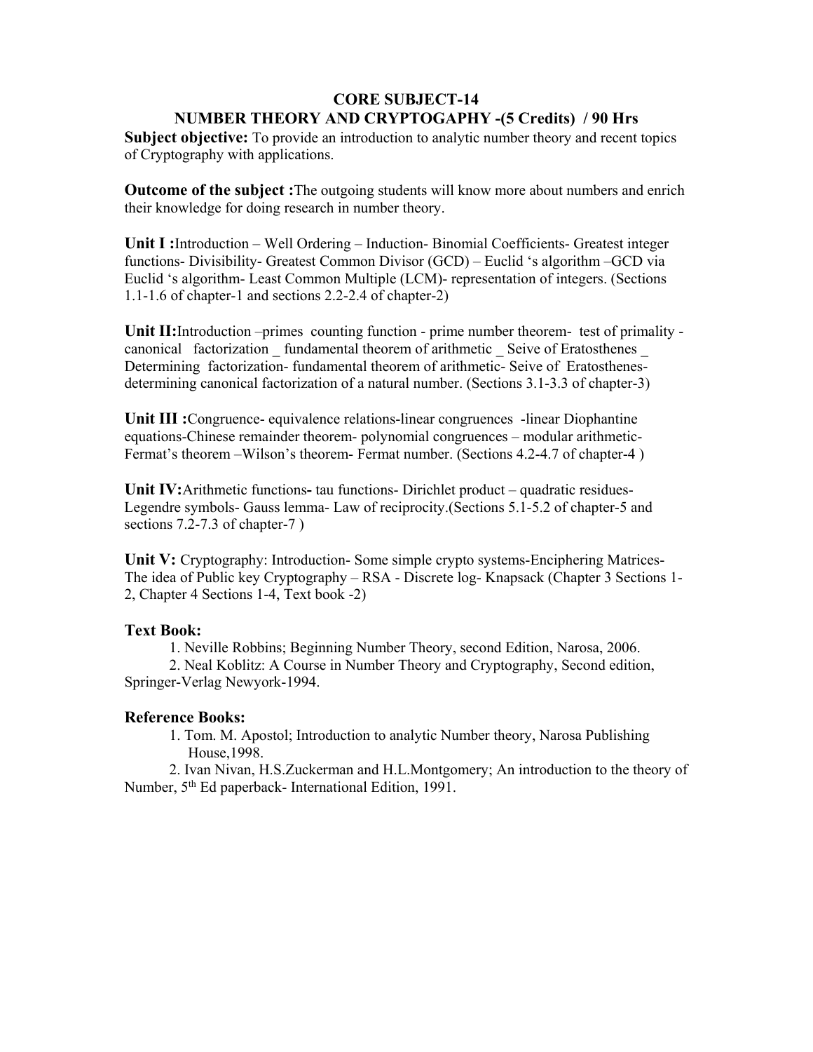## CORE SUBJECT-14

## NUMBER THEORY AND CRYPTOGAPHY -(5 Credits) / 90 Hrs

**Subject objective:** To provide an introduction to analytic number theory and recent topics of Cryptography with applications.

**Outcome of the subject :**The outgoing students will know more about numbers and enrich their knowledge for doing research in number theory.

**Unit I :**Introduction – Well Ordering – Induction- Binomial Coefficients- Greatest integer functions- Divisibility- Greatest Common Divisor (GCD) – Euclid 's algorithm –GCD via Euclid 's algorithm- Least Common Multiple (LCM)- representation of integers. (Sections 1.1-1.6 of chapter-1 and sections 2.2-2.4 of chapter-2)

**Unit II:**Introduction –primes counting function - prime number theorem- test of primality - canonical factorization _ fundamental theorem of arithmetic _ Seive of Eratosthenes _ Determining factorization- fundamental theorem of arithmetic- Seive of Eratosthenes- determining canonical factorization of a natural number. (Sections 3.1-3.3 of chapter-3)

**Unit III :**Congruence- equivalence relations-linear congruences -linear Diophantine equations-Chinese remainder theorem- polynomial congruences – modular arithmetic- Fermat's theorem –Wilson's theorem- Fermat number. (Sections 4.2-4.7 of chapter-4 )

**Unit IV:**Arithmetic functions**-** tau functions- Dirichlet product – quadratic residues- Legendre symbols- Gauss lemma- Law of reciprocity.(Sections 5.1-5.2 of chapter-5 and sections 7.2-7.3 of chapter-7 )

**Unit V:** Cryptography: Introduction- Some simple crypto systems-Enciphering Matrices- The idea of Public key Cryptography – RSA - Discrete log- Knapsack (Chapter 3 Sections 1-2, Chapter 4 Sections 1-4, Text book -2)

### Text Book:

1. Neville Robbins; Beginning Number Theory, second Edition, Narosa, 2006.
2. Neal Koblitz: A Course in Number Theory and Cryptography, Second edition, Springer-Verlag Newyork-1994.

### Reference Books:

1. Tom. M. Apostol; Introduction to analytic Number theory, Narosa Publishing House,1998.
2. Ivan Nivan, H.S.Zuckerman and H.L.Montgomery; An introduction to the theory of Number, 5th Ed paperback- International Edition, 1991.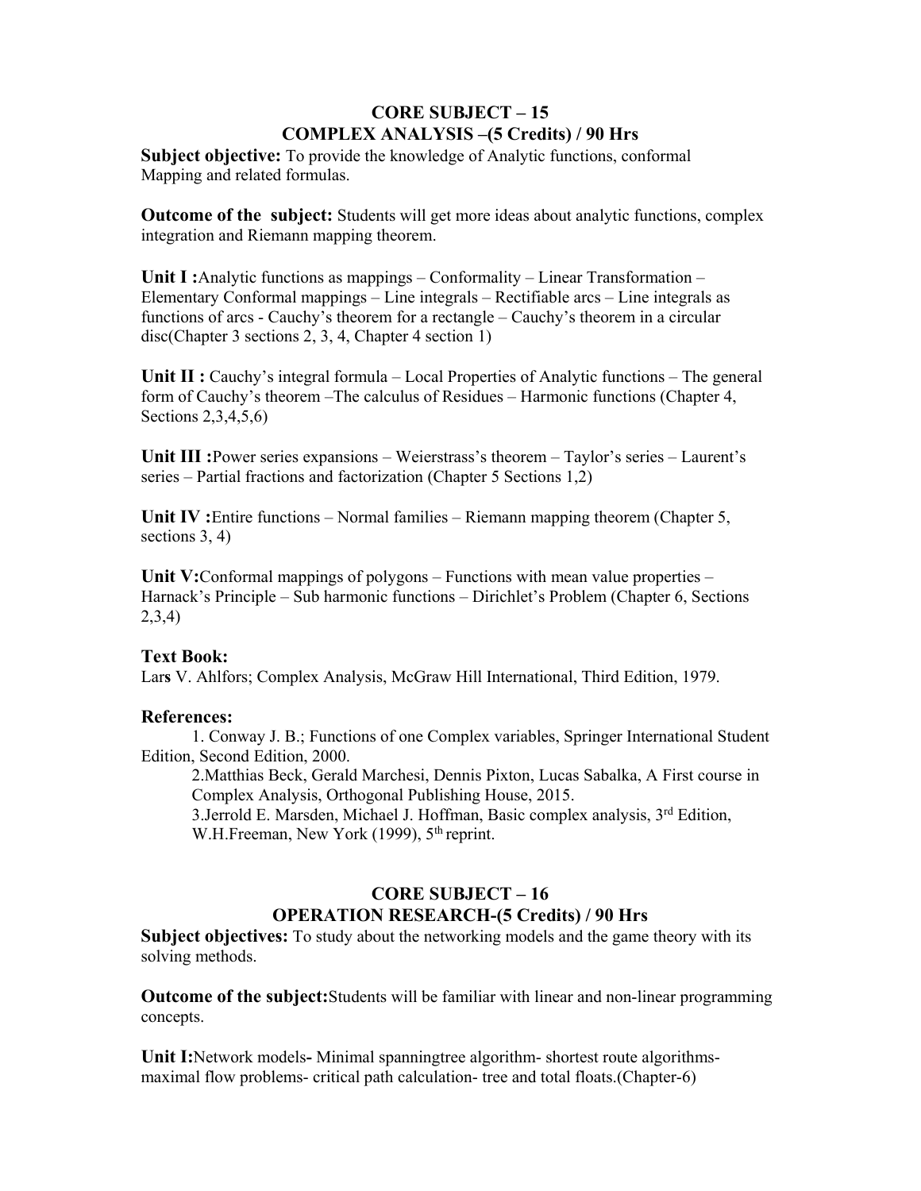## CORE SUBJECT – 15
## COMPLEX ANALYSIS –(5 Credits) / 90 Hrs

**Subject objective:** To provide the knowledge of Analytic functions, conformal Mapping and related formulas.

**Outcome of the subject:** Students will get more ideas about analytic functions, complex integration and Riemann mapping theorem.

**Unit I :**Analytic functions as mappings – Conformality – Linear Transformation – Elementary Conformal mappings – Line integrals – Rectifiable arcs – Line integrals as functions of arcs - Cauchy's theorem for a rectangle – Cauchy's theorem in a circular disc(Chapter 3 sections 2, 3, 4, Chapter 4 section 1)

**Unit II :** Cauchy's integral formula – Local Properties of Analytic functions – The general form of Cauchy's theorem –The calculus of Residues – Harmonic functions (Chapter 4, Sections 2,3,4,5,6)

**Unit III :**Power series expansions – Weierstrass's theorem – Taylor's series – Laurent's series – Partial fractions and factorization (Chapter 5 Sections 1,2)

**Unit IV :**Entire functions – Normal families – Riemann mapping theorem (Chapter 5, sections 3, 4)

**Unit V:**Conformal mappings of polygons – Functions with mean value properties – Harnack's Principle – Sub harmonic functions – Dirichlet's Problem (Chapter 6, Sections 2,3,4)

**Text Book:**

Lars V. Ahlfors; Complex Analysis, McGraw Hill International, Third Edition, 1979.

**References:**

1. Conway J. B.; Functions of one Complex variables, Springer International Student Edition, Second Edition, 2000.
2. Matthias Beck, Gerald Marchesi, Dennis Pixton, Lucas Sabalka, A First course in Complex Analysis, Orthogonal Publishing House, 2015.
3. Jerrold E. Marsden, Michael J. Hoffman, Basic complex analysis, 3rd Edition, W.H.Freeman, New York (1999), 5th reprint.

## CORE SUBJECT – 16
## OPERATION RESEARCH-(5 Credits) / 90 Hrs

**Subject objectives:** To study about the networking models and the game theory with its solving methods.

**Outcome of the subject:**Students will be familiar with linear and non-linear programming concepts.

**Unit I:**Network models**-** Minimal spanningtree algorithm- shortest route algorithms- maximal flow problems- critical path calculation- tree and total floats.(Chapter-6)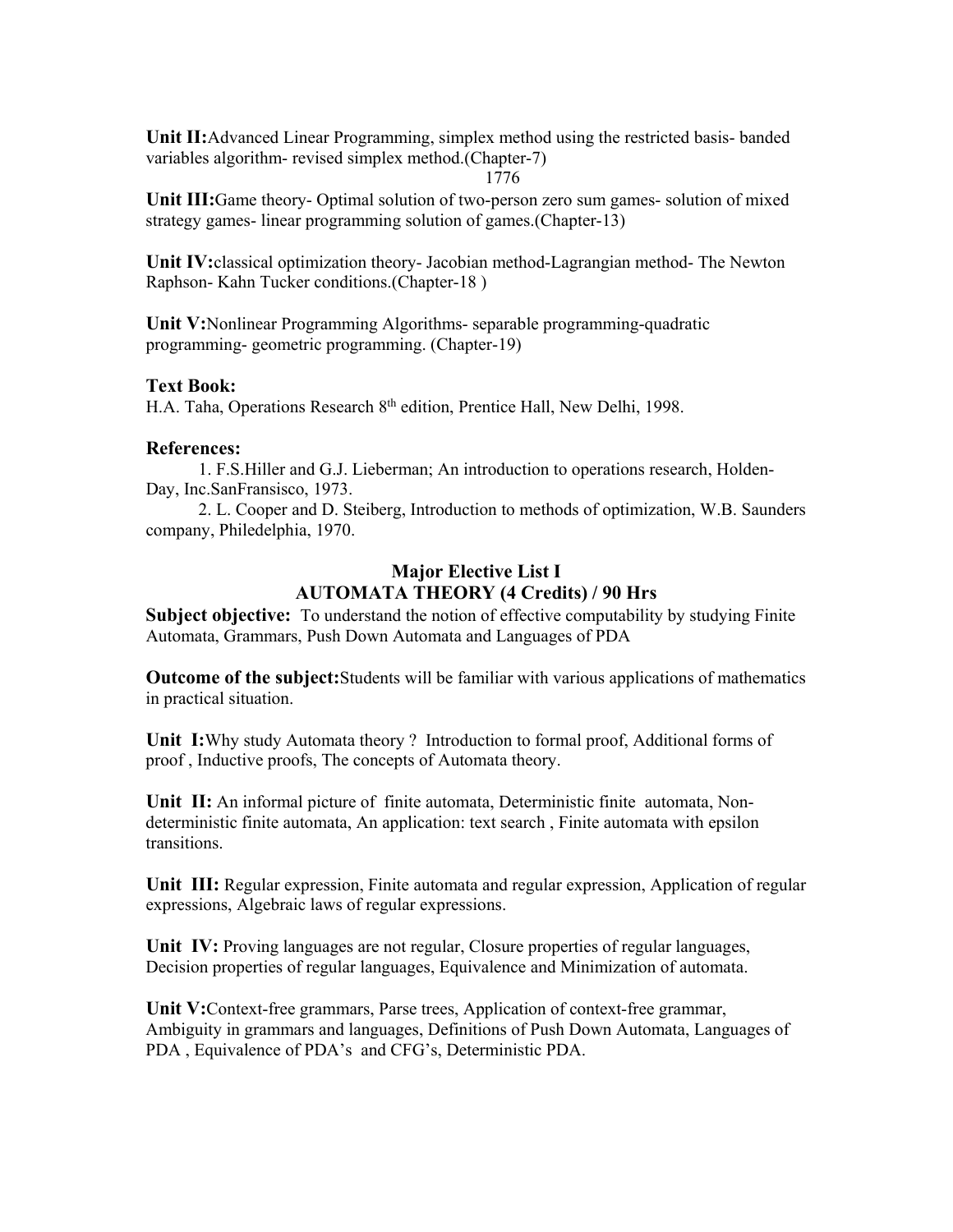**Unit II:**Advanced Linear Programming, simplex method using the restricted basis- banded variables algorithm- revised simplex method.(Chapter-7)

1776

**Unit III:**Game theory- Optimal solution of two-person zero sum games- solution of mixed strategy games- linear programming solution of games.(Chapter-13)

**Unit IV:**classical optimization theory- Jacobian method-Lagrangian method- The Newton Raphson- Kahn Tucker conditions.(Chapter-18 )

**Unit V:**Nonlinear Programming Algorithms- separable programming-quadratic programming- geometric programming. (Chapter-19)

**Text Book:**

H.A. Taha, Operations Research 8th edition, Prentice Hall, New Delhi, 1998.

**References:**

1. F.S.Hiller and G.J. Lieberman; An introduction to operations research, Holden-Day, Inc.SanFransisco, 1973.
2. L. Cooper and D. Steiberg, Introduction to methods of optimization, W.B. Saunders company, Philedelphia, 1970.

## Major Elective List I
## AUTOMATA THEORY (4 Credits) / 90 Hrs

**Subject objective:** To understand the notion of effective computability by studying Finite Automata, Grammars, Push Down Automata and Languages of PDA

**Outcome of the subject:**Students will be familiar with various applications of mathematics in practical situation.

**Unit I:**Why study Automata theory ? Introduction to formal proof, Additional forms of proof , Inductive proofs, The concepts of Automata theory.

**Unit II:** An informal picture of finite automata, Deterministic finite automata, Non-deterministic finite automata, An application: text search , Finite automata with epsilon transitions.

**Unit III:** Regular expression, Finite automata and regular expression, Application of regular expressions, Algebraic laws of regular expressions.

**Unit IV:** Proving languages are not regular, Closure properties of regular languages, Decision properties of regular languages, Equivalence and Minimization of automata.

**Unit V:**Context-free grammars, Parse trees, Application of context-free grammar, Ambiguity in grammars and languages, Definitions of Push Down Automata, Languages of PDA , Equivalence of PDA's and CFG's, Deterministic PDA.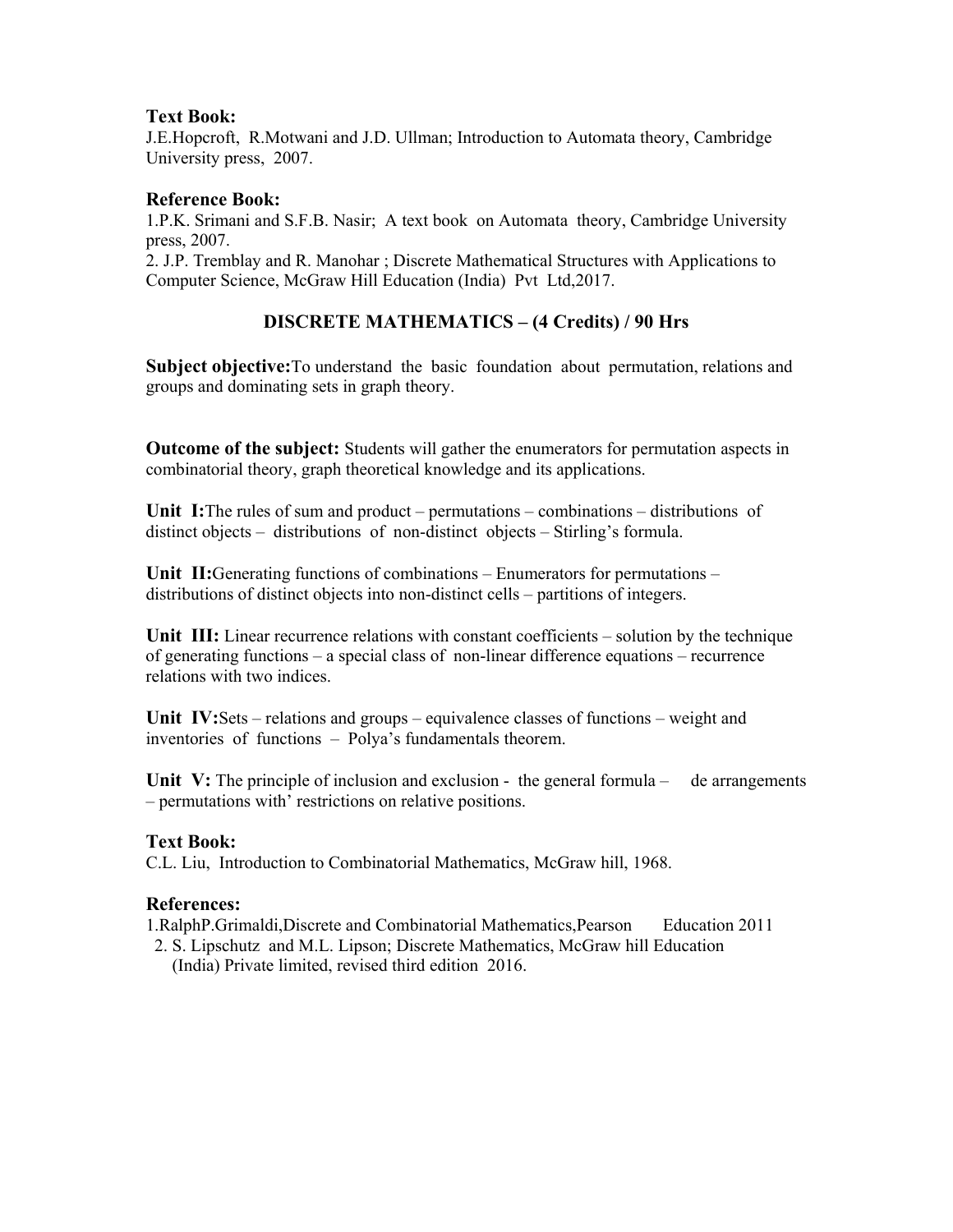**Text Book:**
J.E.Hopcroft, R.Motwani and J.D. Ullman; Introduction to Automata theory, Cambridge University press, 2007.

**Reference Book:**
1.P.K. Srimani and S.F.B. Nasir; A text book on Automata theory, Cambridge University press, 2007.
2. J.P. Tremblay and R. Manohar ; Discrete Mathematical Structures with Applications to Computer Science, McGraw Hill Education (India) Pvt Ltd,2017.

## DISCRETE MATHEMATICS – (4 Credits) / 90 Hrs

**Subject objective:**To understand the basic foundation about permutation, relations and groups and dominating sets in graph theory.

**Outcome of the subject:** Students will gather the enumerators for permutation aspects in combinatorial theory, graph theoretical knowledge and its applications.

**Unit I:**The rules of sum and product – permutations – combinations – distributions of distinct objects – distributions of non-distinct objects – Stirling's formula.

**Unit II:**Generating functions of combinations – Enumerators for permutations – distributions of distinct objects into non-distinct cells – partitions of integers.

**Unit III:** Linear recurrence relations with constant coefficients – solution by the technique of generating functions – a special class of non-linear difference equations – recurrence relations with two indices.

**Unit IV:**Sets – relations and groups – equivalence classes of functions – weight and inventories of functions – Polya's fundamentals theorem.

**Unit V:** The principle of inclusion and exclusion - the general formula – de arrangements – permutations with' restrictions on relative positions.

**Text Book:**
C.L. Liu, Introduction to Combinatorial Mathematics, McGraw hill, 1968.

**References:**
1.RalphP.Grimaldi,Discrete and Combinatorial Mathematics,Pearson Education 2011
2. S. Lipschutz and M.L. Lipson; Discrete Mathematics, McGraw hill Education (India) Private limited, revised third edition 2016.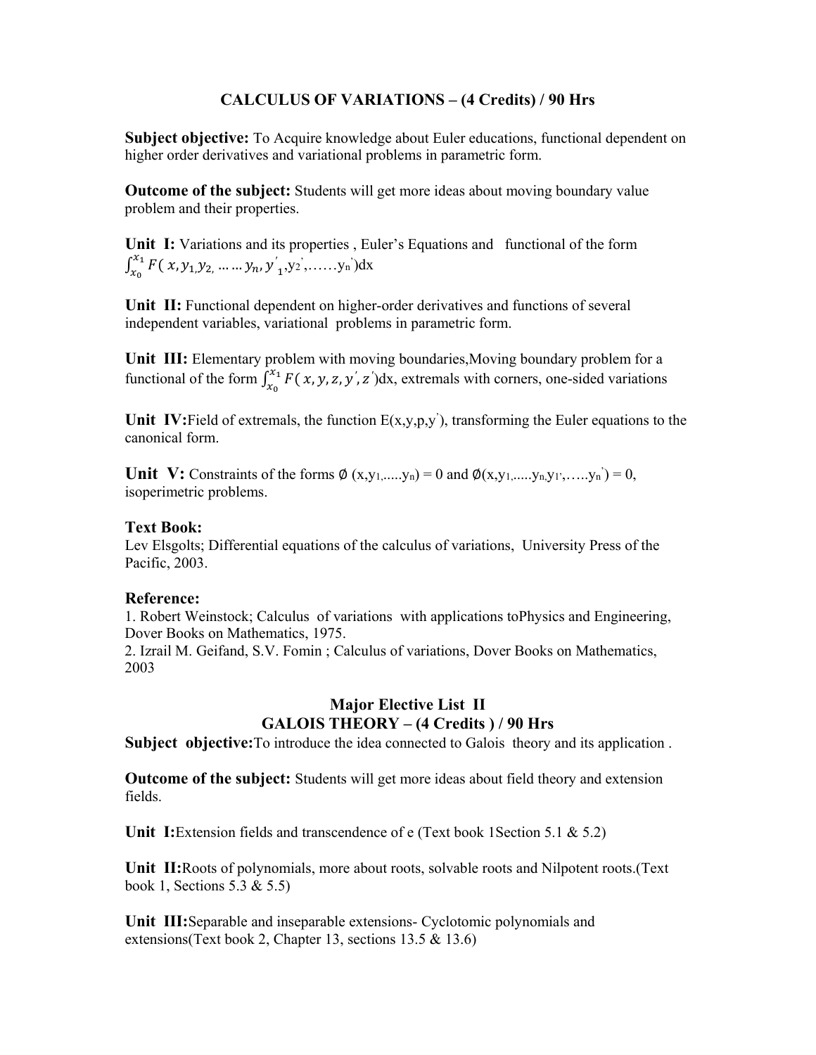## CALCULUS OF VARIATIONS – (4 Credits) / 90 Hrs

**Subject objective:** To Acquire knowledge about Euler educations, functional dependent on higher order derivatives and variational problems in parametric form.

**Outcome of the subject:** Students will get more ideas about moving boundary value problem and their properties.

**Unit I:** Variations and its properties , Euler's Equations and functional of the form $\int_{x_0}^{x_1} F(x, y_1, y_2, \ldots \ldots y_n, y'_1, y_2', \ldots\ldots y_n')dx$

**Unit II:** Functional dependent on higher-order derivatives and functions of several independent variables, variational problems in parametric form.

**Unit III:** Elementary problem with moving boundaries,Moving boundary problem for a functional of the form $\int_{x_0}^{x_1} F(x, y, z, y', z')dx$, extremals with corners, one-sided variations

**Unit IV:** Field of extremals, the function $E(x,y,p,y')$, transforming the Euler equations to the canonical form.

**Unit V:** Constraints of the forms $\emptyset(x, y_1, \ldots.. y_n) = 0$ and $\emptyset(x, y_1, \ldots.. y_n, y_1', \ldots.. y_n') = 0$, isoperimetric problems.

### Text Book:

Lev Elsgolts; Differential equations of the calculus of variations, University Press of the Pacific, 2003.

### Reference:

1. Robert Weinstock; Calculus of variations with applications toPhysics and Engineering, Dover Books on Mathematics, 1975.
2. Izrail M. Geifand, S.V. Fomin ; Calculus of variations, Dover Books on Mathematics, 2003

## Major Elective List II
## GALOIS THEORY – (4 Credits ) / 90 Hrs

**Subject objective:** To introduce the idea connected to Galois theory and its application .

**Outcome of the subject:** Students will get more ideas about field theory and extension fields.

**Unit I:** Extension fields and transcendence of e (Text book 1Section 5.1 & 5.2)

**Unit II:** Roots of polynomials, more about roots, solvable roots and Nilpotent roots.(Text book 1, Sections 5.3 & 5.5)

**Unit III:** Separable and inseparable extensions- Cyclotomic polynomials and extensions(Text book 2, Chapter 13, sections 13.5 & 13.6)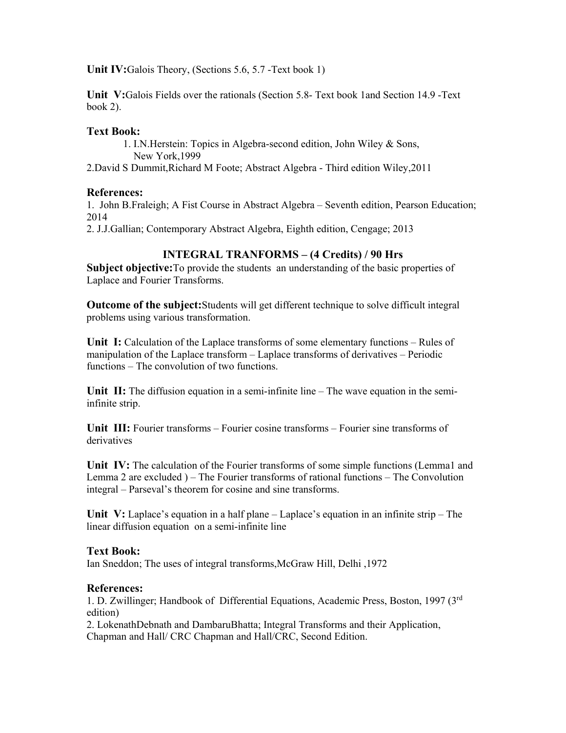**Unit IV:**Galois Theory, (Sections 5.6, 5.7 -Text book 1)

**Unit V:**Galois Fields over the rationals (Section 5.8- Text book 1and Section 14.9 -Text book 2).

### Text Book:

1. I.N.Herstein: Topics in Algebra-second edition, John Wiley & Sons, New York,1999

2.David S Dummit,Richard M Foote; Abstract Algebra - Third edition Wiley,2011

### References:

1. John B.Fraleigh; A Fist Course in Abstract Algebra – Seventh edition, Pearson Education; 2014
2. J.J.Gallian; Contemporary Abstract Algebra, Eighth edition, Cengage; 2013

## INTEGRAL TRANFORMS – (4 Credits) / 90 Hrs

**Subject objective:**To provide the students an understanding of the basic properties of Laplace and Fourier Transforms.

**Outcome of the subject:**Students will get different technique to solve difficult integral problems using various transformation.

**Unit I:** Calculation of the Laplace transforms of some elementary functions – Rules of manipulation of the Laplace transform – Laplace transforms of derivatives – Periodic functions – The convolution of two functions.

**Unit II:** The diffusion equation in a semi-infinite line – The wave equation in the semi-infinite strip.

**Unit III:** Fourier transforms – Fourier cosine transforms – Fourier sine transforms of derivatives

**Unit IV:** The calculation of the Fourier transforms of some simple functions (Lemma1 and Lemma 2 are excluded ) – The Fourier transforms of rational functions – The Convolution integral – Parseval's theorem for cosine and sine transforms.

**Unit V:** Laplace's equation in a half plane – Laplace's equation in an infinite strip – The linear diffusion equation on a semi-infinite line

### Text Book:

Ian Sneddon; The uses of integral transforms,McGraw Hill, Delhi ,1972

### References:

1. D. Zwillinger; Handbook of Differential Equations, Academic Press, Boston, 1997 (3rd edition)
2. LokenathDebnath and DambaruBhatta; Integral Transforms and their Application, Chapman and Hall/ CRC Chapman and Hall/CRC, Second Edition.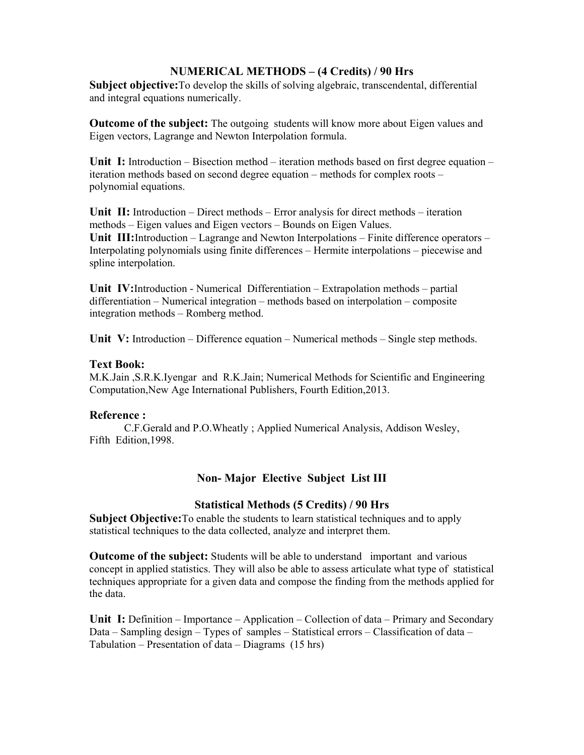## NUMERICAL METHODS – (4 Credits) / 90 Hrs

**Subject objective:**To develop the skills of solving algebraic, transcendental, differential and integral equations numerically.

**Outcome of the subject:** The outgoing students will know more about Eigen values and Eigen vectors, Lagrange and Newton Interpolation formula.

**Unit I:** Introduction – Bisection method – iteration methods based on first degree equation – iteration methods based on second degree equation – methods for complex roots – polynomial equations.

**Unit II:** Introduction – Direct methods – Error analysis for direct methods – iteration methods – Eigen values and Eigen vectors – Bounds on Eigen Values.

**Unit III:**Introduction – Lagrange and Newton Interpolations – Finite difference operators – Interpolating polynomials using finite differences – Hermite interpolations – piecewise and spline interpolation.

**Unit IV:**Introduction - Numerical Differentiation – Extrapolation methods – partial differentiation – Numerical integration – methods based on interpolation – composite integration methods – Romberg method.

**Unit V:** Introduction – Difference equation – Numerical methods – Single step methods.

### Text Book:

M.K.Jain ,S.R.K.Iyengar and R.K.Jain; Numerical Methods for Scientific and Engineering Computation,New Age International Publishers, Fourth Edition,2013.

### Reference :

C.F.Gerald and P.O.Wheatly ; Applied Numerical Analysis, Addison Wesley, Fifth Edition,1998.

## Non- Major Elective Subject List III

## Statistical Methods (5 Credits) / 90 Hrs

**Subject Objective:**To enable the students to learn statistical techniques and to apply statistical techniques to the data collected, analyze and interpret them.

**Outcome of the subject:** Students will be able to understand important and various concept in applied statistics. They will also be able to assess articulate what type of statistical techniques appropriate for a given data and compose the finding from the methods applied for the data.

**Unit I:** Definition – Importance – Application – Collection of data – Primary and Secondary Data – Sampling design – Types of samples – Statistical errors – Classification of data – Tabulation – Presentation of data – Diagrams (15 hrs)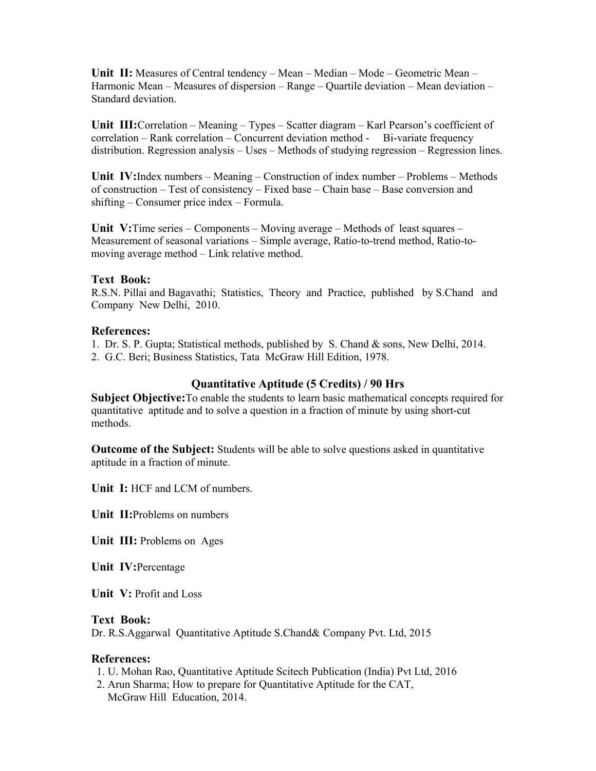**Unit II:** Measures of Central tendency – Mean – Median – Mode – Geometric Mean – Harmonic Mean – Measures of dispersion – Range – Quartile deviation – Mean deviation – Standard deviation.

**Unit III:**Correlation – Meaning – Types – Scatter diagram – Karl Pearson's coefficient of correlation – Rank correlation – Concurrent deviation method - Bi-variate frequency distribution. Regression analysis – Uses – Methods of studying regression – Regression lines.

**Unit IV:**Index numbers – Meaning – Construction of index number – Problems – Methods of construction – Test of consistency – Fixed base – Chain base – Base conversion and shifting – Consumer price index – Formula.

**Unit V:**Time series – Components – Moving average – Methods of least squares – Measurement of seasonal variations – Simple average, Ratio-to-trend method, Ratio-to-moving average method – Link relative method.

**Text Book:**
R.S.N. Pillai and Bagavathi; Statistics, Theory and Practice, published by S.Chand and Company New Delhi, 2010.

**References:**
1. Dr. S. P. Gupta; Statistical methods, published by S. Chand & sons, New Delhi, 2014.
2. G.C. Beri; Business Statistics, Tata McGraw Hill Edition, 1978.

## Quantitative Aptitude (5 Credits) / 90 Hrs

**Subject Objective:**To enable the students to learn basic mathematical concepts required for quantitative aptitude and to solve a question in a fraction of minute by using short-cut methods.

**Outcome of the Subject:** Students will be able to solve questions asked in quantitative aptitude in a fraction of minute.

**Unit I:** HCF and LCM of numbers.

**Unit II:**Problems on numbers

**Unit III:** Problems on Ages

**Unit IV:**Percentage

**Unit V:** Profit and Loss

**Text Book:**
Dr. R.S.Aggarwal Quantitative Aptitude S.Chand& Company Pvt. Ltd, 2015

**References:**
1. U. Mohan Rao, Quantitative Aptitude Scitech Publication (India) Pvt Ltd, 2016
2. Arun Sharma; How to prepare for Quantitative Aptitude for the CAT, McGraw Hill Education, 2014.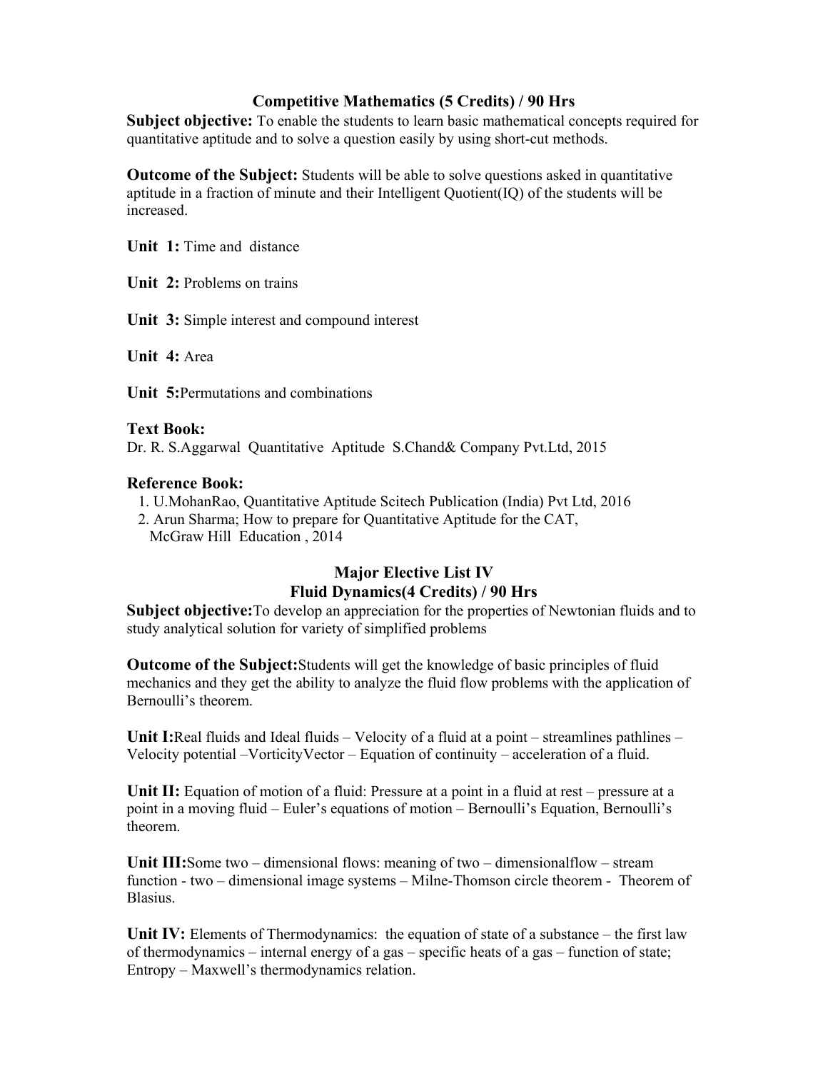## Competitive Mathematics (5 Credits) / 90 Hrs

**Subject objective:** To enable the students to learn basic mathematical concepts required for quantitative aptitude and to solve a question easily by using short-cut methods.

**Outcome of the Subject:** Students will be able to solve questions asked in quantitative aptitude in a fraction of minute and their Intelligent Quotient(IQ) of the students will be increased.

**Unit 1:** Time and distance

**Unit 2:** Problems on trains

**Unit 3:** Simple interest and compound interest

**Unit 4:** Area

**Unit 5:** Permutations and combinations

### Text Book:

Dr. R. S.Aggarwal Quantitative Aptitude S.Chand& Company Pvt.Ltd, 2015

### Reference Book:

1. U.MohanRao, Quantitative Aptitude Scitech Publication (India) Pvt Ltd, 2016
2. Arun Sharma; How to prepare for Quantitative Aptitude for the CAT, McGraw Hill Education , 2014

## Major Elective List IV
## Fluid Dynamics(4 Credits) / 90 Hrs

**Subject objective:** To develop an appreciation for the properties of Newtonian fluids and to study analytical solution for variety of simplified problems

**Outcome of the Subject:** Students will get the knowledge of basic principles of fluid mechanics and they get the ability to analyze the fluid flow problems with the application of Bernoulli's theorem.

**Unit I:** Real fluids and Ideal fluids – Velocity of a fluid at a point – streamlines pathlines – Velocity potential –VorticityVector – Equation of continuity – acceleration of a fluid.

**Unit II:** Equation of motion of a fluid: Pressure at a point in a fluid at rest – pressure at a point in a moving fluid – Euler's equations of motion – Bernoulli's Equation, Bernoulli's theorem.

**Unit III:** Some two – dimensional flows: meaning of two – dimensionalflow – stream function - two – dimensional image systems – Milne-Thomson circle theorem - Theorem of Blasius.

**Unit IV:** Elements of Thermodynamics: the equation of state of a substance – the first law of thermodynamics – internal energy of a gas – specific heats of a gas – function of state; Entropy – Maxwell's thermodynamics relation.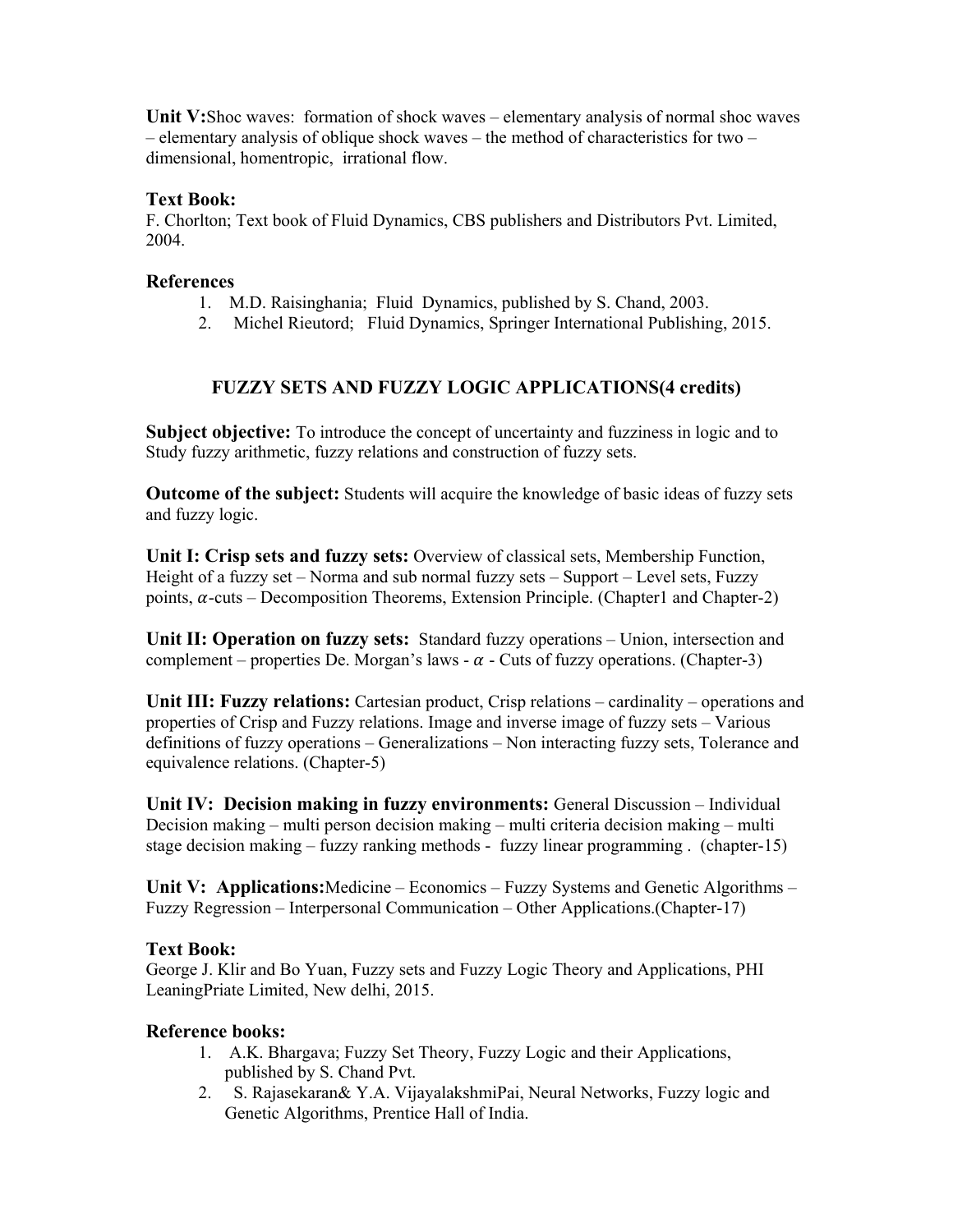**Unit V:**Shoc waves: formation of shock waves – elementary analysis of normal shoc waves – elementary analysis of oblique shock waves – the method of characteristics for two – dimensional, homentropic, irrational flow.

### Text Book:

F. Chorlton; Text book of Fluid Dynamics, CBS publishers and Distributors Pvt. Limited, 2004.

### References

1. M.D. Raisinghania; Fluid Dynamics, published by S. Chand, 2003.
2. Michel Rieutord; Fluid Dynamics, Springer International Publishing, 2015.

## FUZZY SETS AND FUZZY LOGIC APPLICATIONS(4 credits)

**Subject objective:** To introduce the concept of uncertainty and fuzziness in logic and to Study fuzzy arithmetic, fuzzy relations and construction of fuzzy sets.

**Outcome of the subject:** Students will acquire the knowledge of basic ideas of fuzzy sets and fuzzy logic.

**Unit I: Crisp sets and fuzzy sets:** Overview of classical sets, Membership Function, Height of a fuzzy set – Norma and sub normal fuzzy sets – Support – Level sets, Fuzzy points, $\alpha$-cuts – Decomposition Theorems, Extension Principle. (Chapter1 and Chapter-2)

**Unit II: Operation on fuzzy sets:** Standard fuzzy operations – Union, intersection and complement – properties De. Morgan's laws - $\alpha$ - Cuts of fuzzy operations. (Chapter-3)

**Unit III: Fuzzy relations:** Cartesian product, Crisp relations – cardinality – operations and properties of Crisp and Fuzzy relations. Image and inverse image of fuzzy sets – Various definitions of fuzzy operations – Generalizations – Non interacting fuzzy sets, Tolerance and equivalence relations. (Chapter-5)

**Unit IV: Decision making in fuzzy environments:** General Discussion – Individual Decision making – multi person decision making – multi criteria decision making – multi stage decision making – fuzzy ranking methods - fuzzy linear programming . (chapter-15)

**Unit V: Applications:**Medicine – Economics – Fuzzy Systems and Genetic Algorithms – Fuzzy Regression – Interpersonal Communication – Other Applications.(Chapter-17)

### Text Book:

George J. Klir and Bo Yuan, Fuzzy sets and Fuzzy Logic Theory and Applications, PHI LeaningPriate Limited, New delhi, 2015.

### Reference books:

1. A.K. Bhargava; Fuzzy Set Theory, Fuzzy Logic and their Applications, published by S. Chand Pvt.
2. S. Rajasekaran& Y.A. VijayalakshmiPai, Neural Networks, Fuzzy logic and Genetic Algorithms, Prentice Hall of India.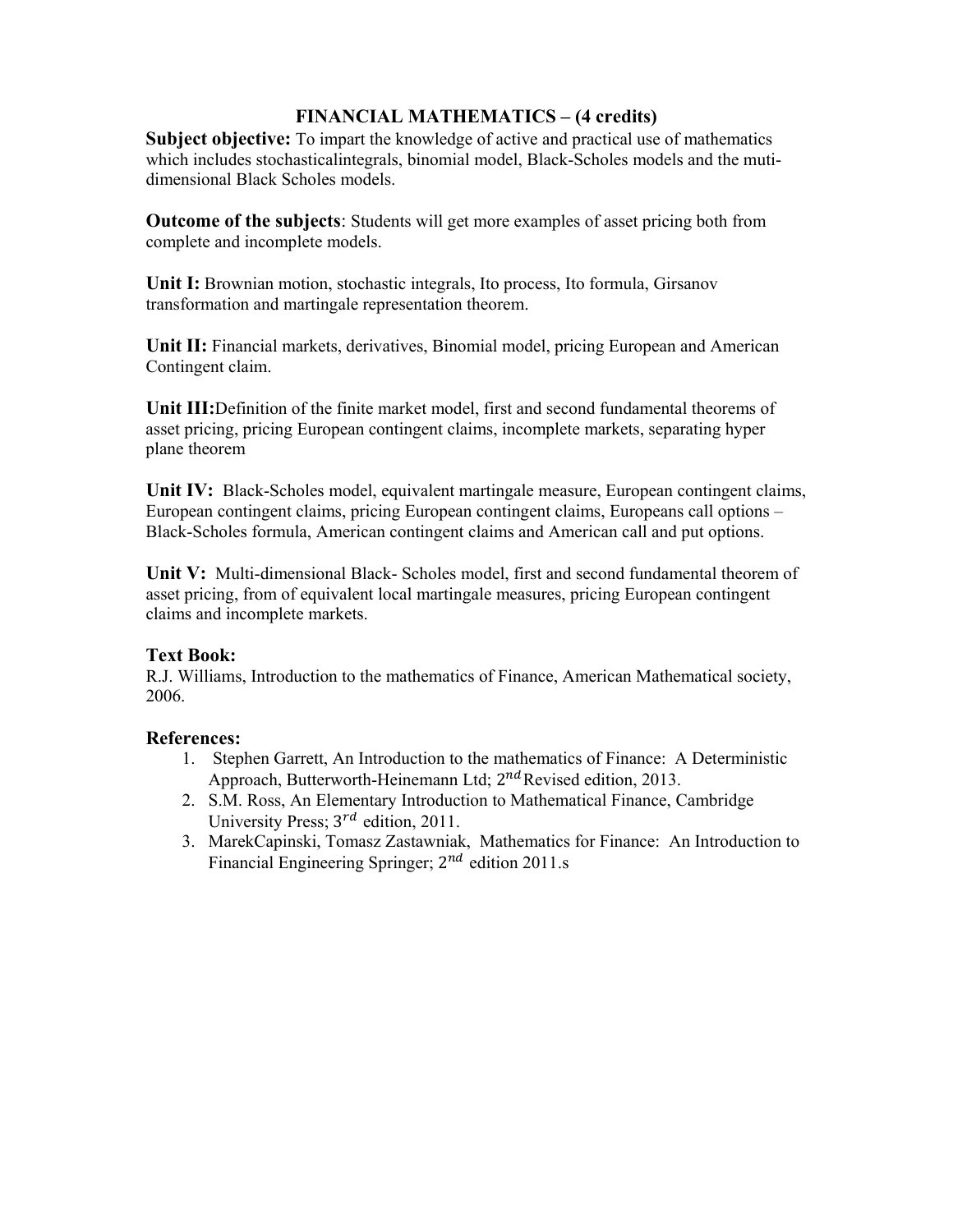# FINANCIAL MATHEMATICS – (4 credits)

**Subject objective:** To impart the knowledge of active and practical use of mathematics which includes stochasticalintegrals, binomial model, Black-Scholes models and the muti-dimensional Black Scholes models.

**Outcome of the subjects**: Students will get more examples of asset pricing both from complete and incomplete models.

**Unit I:** Brownian motion, stochastic integrals, Ito process, Ito formula, Girsanov transformation and martingale representation theorem.

**Unit II:** Financial markets, derivatives, Binomial model, pricing European and American Contingent claim.

**Unit III:**Definition of the finite market model, first and second fundamental theorems of asset pricing, pricing European contingent claims, incomplete markets, separating hyper plane theorem

**Unit IV:** Black-Scholes model, equivalent martingale measure, European contingent claims, European contingent claims, pricing European contingent claims, Europeans call options – Black-Scholes formula, American contingent claims and American call and put options.

**Unit V:** Multi-dimensional Black- Scholes model, first and second fundamental theorem of asset pricing, from of equivalent local martingale measures, pricing European contingent claims and incomplete markets.

### Text Book:

R.J. Williams, Introduction to the mathematics of Finance, American Mathematical society, 2006.

### References:

1. Stephen Garrett, An Introduction to the mathematics of Finance: A Deterministic Approach, Butterworth-Heinemann Ltd; $2^{nd}$Revised edition, 2013.
2. S.M. Ross, An Elementary Introduction to Mathematical Finance, Cambridge University Press; $3^{rd}$ edition, 2011.
3. MarekCapinski, Tomasz Zastawniak, Mathematics for Finance: An Introduction to Financial Engineering Springer; $2^{nd}$ edition 2011.s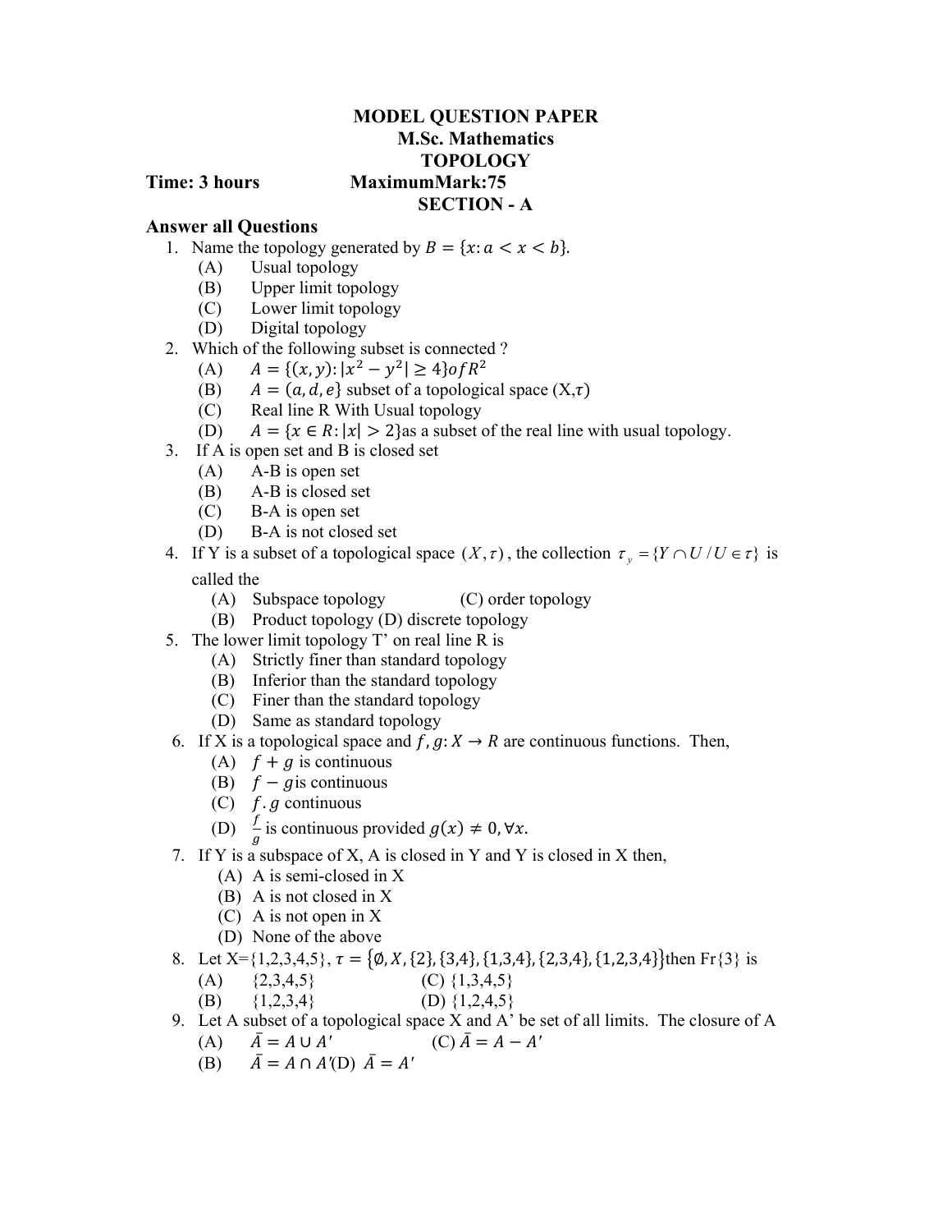**MODEL QUESTION PAPER**

**M.Sc. Mathematics**

**TOPOLOGY**

**Time: 3 hours** **MaximumMark:75**

**SECTION - A**

**Answer all Questions**

1. Name the topology generated by $B = \{x: a < x < b\}$.
   - (A) Usual topology
   - (B) Upper limit topology
   - (C) Lower limit topology
   - (D) Digital topology
2. Which of the following subset is connected ?
   - (A) $A = \{(x, y): |x^2 - y^2| \geq 4\} of R^2$
   - (B) $A = (a, d, e\}$ subset of a topological space (X,$\tau$)
   - (C) Real line R With Usual topology
   - (D) $A = \{x \in R: |x| > 2\}$as a subset of the real line with usual topology.
3. If A is open set and B is closed set
   - (A) A-B is open set
   - (B) A-B is closed set
   - (C) B-A is open set
   - (D) B-A is not closed set
4. If Y is a subset of a topological space $(X, \tau)$, the collection $\tau_y = \{Y \cap U / U \in \tau\}$ is called the
   - (A) Subspace topology (C) order topology
   - (B) Product topology (D) discrete topology
5. The lower limit topology T' on real line R is
   - (A) Strictly finer than standard topology
   - (B) Inferior than the standard topology
   - (C) Finer than the standard topology
   - (D) Same as standard topology
6. If X is a topological space and $f, g: X \to R$ are continuous functions. Then,
   - (A) $f + g$ is continuous
   - (B) $f - g$is continuous
   - (C) $f.g$ continuous
   - (D) $\frac{f}{g}$ is continuous provided $g(x) \neq 0, \forall x$.
7. If Y is a subspace of X, A is closed in Y and Y is closed in X then,
   - (A) A is semi-closed in X
   - (B) A is not closed in X
   - (C) A is not open in X
   - (D) None of the above
8. Let X={1,2,3,4,5}, $\tau = \{\emptyset, X, \{2\}, \{3,4\}, \{1,3,4\}, \{2,3,4\}, \{1,2,3,4\}\}$then Fr{3} is
   - (A) {2,3,4,5} (C) {1,3,4,5}
   - (B) {1,2,3,4} (D) {1,2,4,5}
9. Let A subset of a topological space X and A' be set of all limits. The closure of A
   - (A) $\bar{A} = A \cup A'$ (C) $\bar{A} = A - A'$
   - (B) $\bar{A} = A \cap A'$(D) $\bar{A} = A'$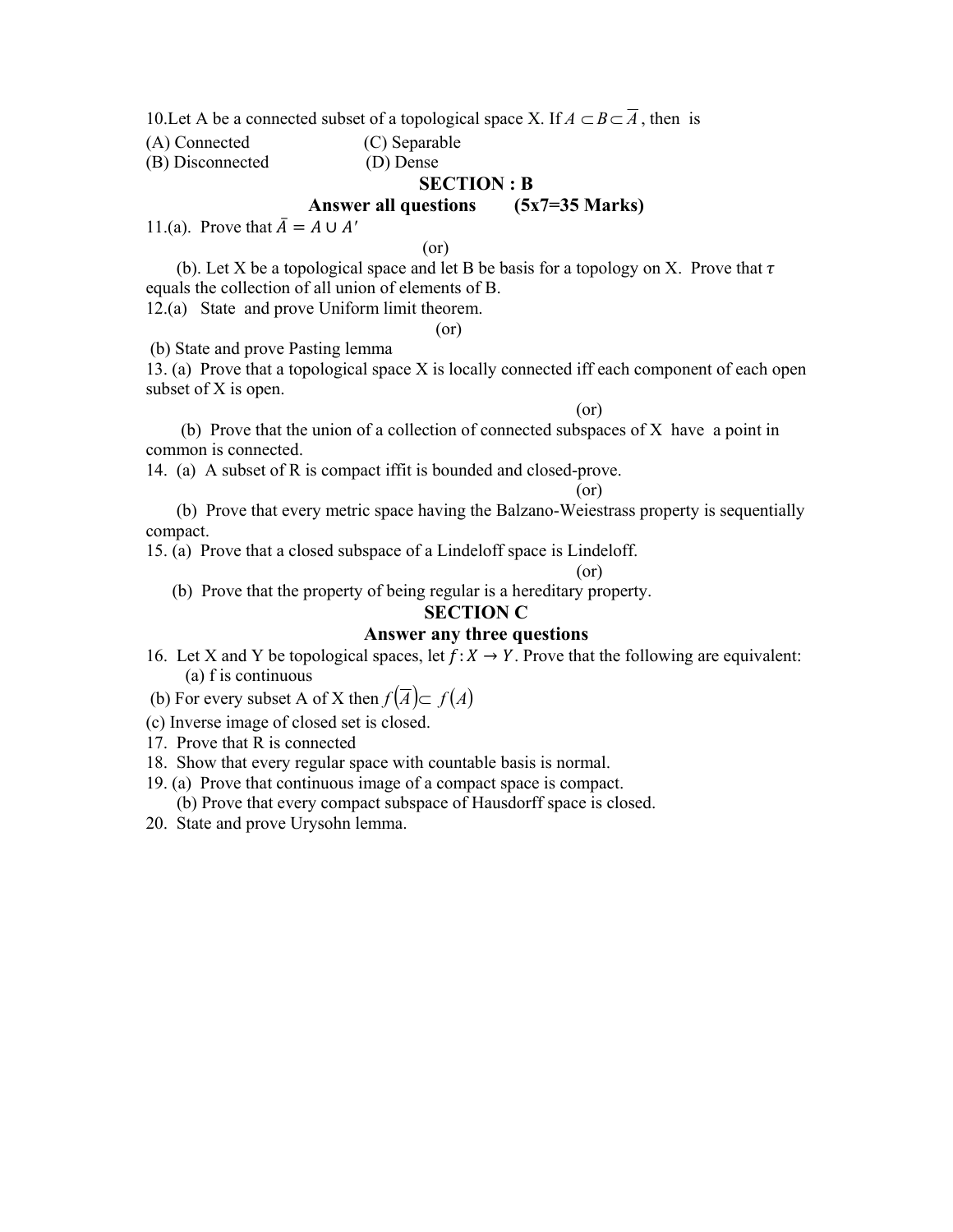10.Let A be a connected subset of a topological space X. If $A \subset B \subset \overline{A}$, then is

(A) Connected (C) Separable

(B) Disconnected (D) Dense

## SECTION : B

### Answer all questions (5x7=35 Marks)

11.(a). Prove that $\bar{A} = A \cup A'$

(or)

(b). Let X be a topological space and let B be basis for a topology on X. Prove that $\tau$ equals the collection of all union of elements of B.

12.(a) State and prove Uniform limit theorem.

(or)

(b) State and prove Pasting lemma

13. (a) Prove that a topological space X is locally connected iff each component of each open subset of X is open.

(or)

(b) Prove that the union of a collection of connected subspaces of X have a point in common is connected.

14. (a) A subset of R is compact iffit is bounded and closed-prove.

(or)

(b) Prove that every metric space having the Balzano-Weiestrass property is sequentially compact.

15. (a) Prove that a closed subspace of a Lindeloff space is Lindeloff.

(or)

(b) Prove that the property of being regular is a hereditary property.

## SECTION C

### Answer any three questions

16. Let X and Y be topological spaces, let $f: X \rightarrow Y$. Prove that the following are equivalent:
    (a) f is continuous
    (b) For every subset A of X then $f(\overline{A}) \subset f(A)$
    (c) Inverse image of closed set is closed.
17. Prove that R is connected
18. Show that every regular space with countable basis is normal.
19. (a) Prove that continuous image of a compact space is compact.
    (b) Prove that every compact subspace of Hausdorff space is closed.
20. State and prove Urysohn lemma.